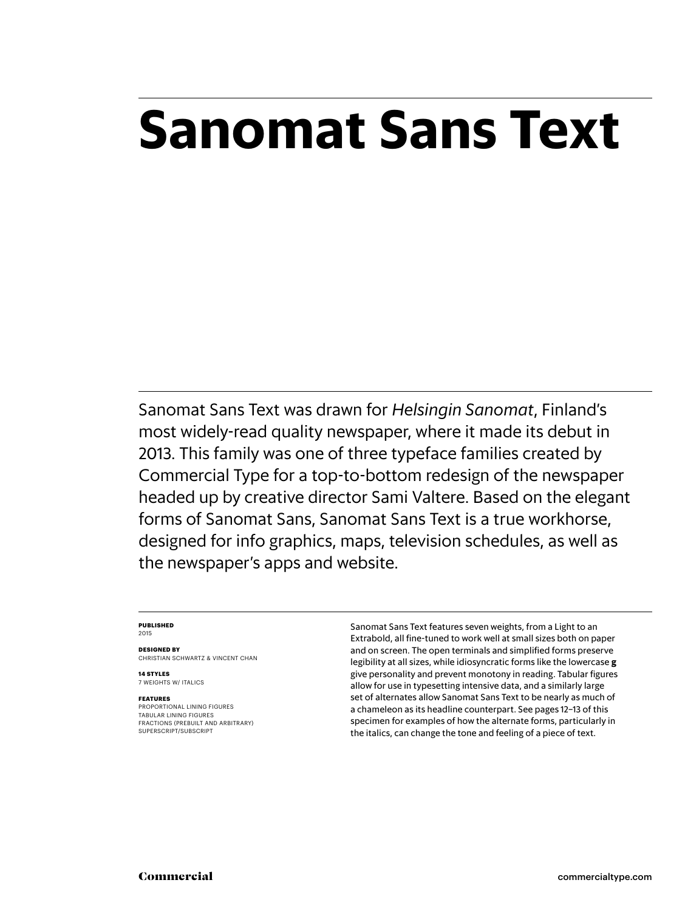# Sanomat Sans Text

Sanomat Sans Text was drawn for *Helsingin Sanomat*, Finland's most widely-read quality newspaper, where it made its debut in 2013. This family was one of three typeface families created by Commercial Type for a top-to-bottom redesign of the newspaper headed up by creative director Sami Valtere. Based on the elegant forms of Sanomat Sans, Sanomat Sans Text is a true workhorse, designed for info graphics, maps, television schedules, as well as the newspaper's apps and website.

**PUBLISHED**
2015

**DESIGNED BY**
CHRISTIAN SCHWARTZ & VINCENT CHAN

**14 STYLES**
7 WEIGHTS W/ ITALICS

**FEATURES**
PROPORTIONAL LINING FIGURES
TABULAR LINING FIGURES
FRACTIONS (PREBUILT AND ARBITRARY)
SUPERSCRIPT/SUBSCRIPT

Sanomat Sans Text features seven weights, from a Light to an Extrabold, all fine-tuned to work well at small sizes both on paper and on screen. The open terminals and simplified forms preserve legibility at all sizes, while idiosyncratic forms like the lowercase **g** give personality and prevent monotony in reading. Tabular figures allow for use in typesetting intensive data, and a similarly large set of alternates allow Sanomat Sans Text to be nearly as much of a chameleon as its headline counterpart. See pages 12–13 of this specimen for examples of how the alternate forms, particularly in the italics, can change the tone and feeling of a piece of text.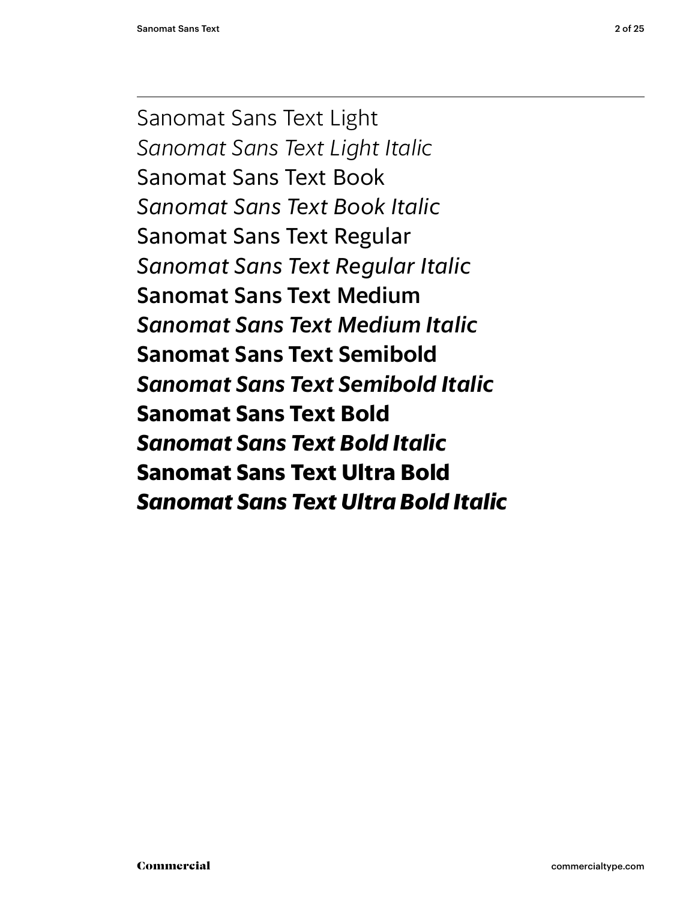Sanomat Sans Text Light

*Sanomat Sans Text Light Italic*

Sanomat Sans Text Book

*Sanomat Sans Text Book Italic*

Sanomat Sans Text Regular

*Sanomat Sans Text Regular Italic*

**Sanomat Sans Text Medium**

***Sanomat Sans Text Medium Italic***

**Sanomat Sans Text Semibold**

***Sanomat Sans Text Semibold Italic***

**Sanomat Sans Text Bold**

***Sanomat Sans Text Bold Italic***

**Sanomat Sans Text Ultra Bold**

***Sanomat Sans Text Ultra Bold Italic***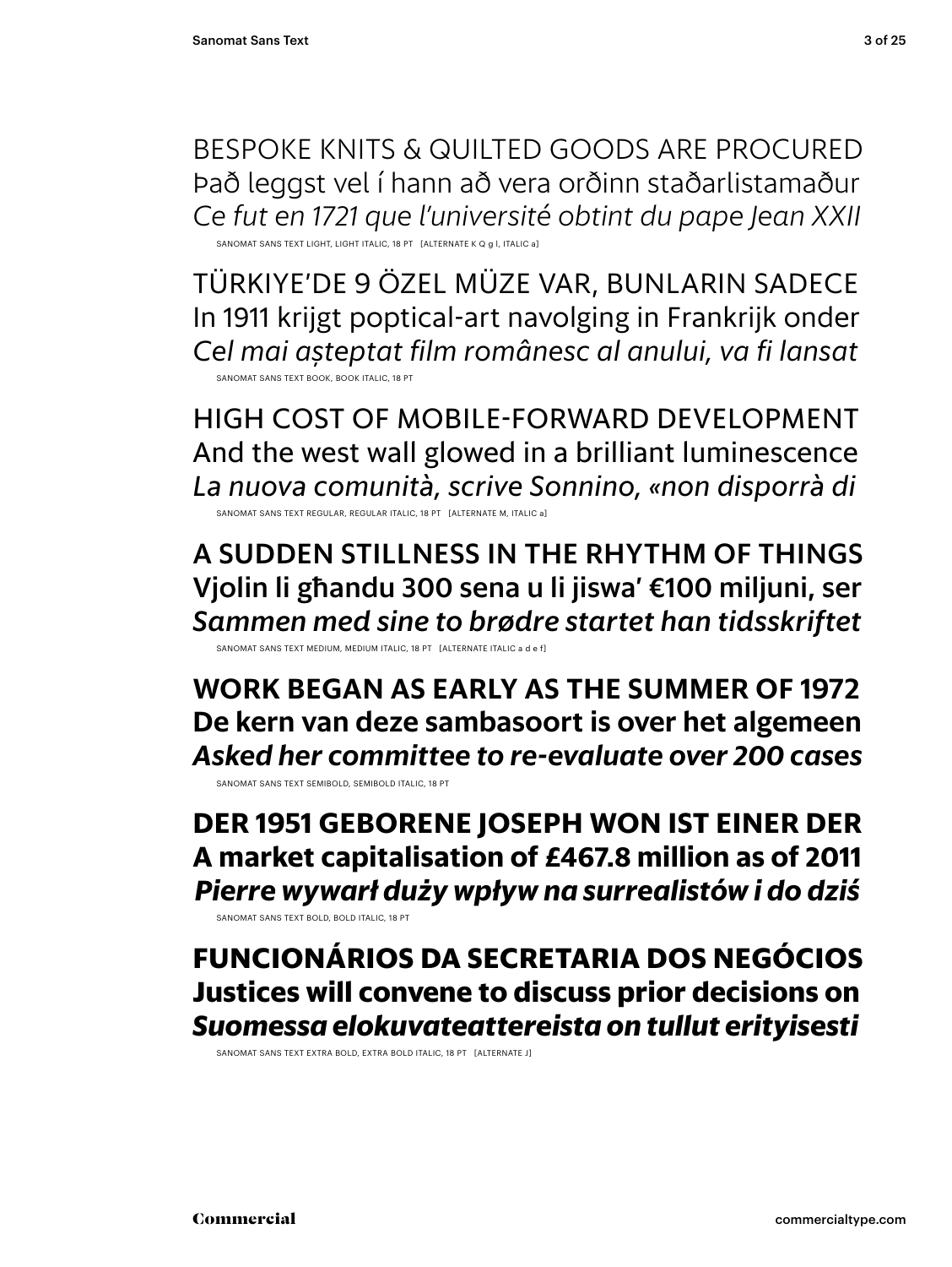BESPOKE KNITS & QUILTED GOODS ARE PROCURED
Það leggst vel í hann að vera orðinn staðarlistamaður
*Ce fut en 1721 que l'université obtint du pape Jean XXII*

SANOMAT SANS TEXT LIGHT, LIGHT ITALIC, 18 PT [ALTERNATE K Q g l, ITALIC a]

TÜRKIYE'DE 9 ÖZEL MÜZE VAR, BUNLARIN SADECE
In 1911 krijgt poptical-art navolging in Frankrijk onder
*Cel mai așteptat film românesc al anului, va fi lansat*

SANOMAT SANS TEXT BOOK, BOOK ITALIC, 18 PT

HIGH COST OF MOBILE-FORWARD DEVELOPMENT
And the west wall glowed in a brilliant luminescence
*La nuova comunità, scrive Sonnino, «non disporrà di*

SANOMAT SANS TEXT REGULAR, REGULAR ITALIC, 18 PT [ALTERNATE M, ITALIC a]

A SUDDEN STILLNESS IN THE RHYTHM OF THINGS
Vjolin li għandu 300 sena u li jiswa' €100 miljuni, ser
*Sammen med sine to brødre startet han tidsskriftet*

SANOMAT SANS TEXT MEDIUM, MEDIUM ITALIC, 18 PT [ALTERNATE ITALIC a d e f]

**WORK BEGAN AS EARLY AS THE SUMMER OF 1972**
**De kern van deze sambasoort is over het algemeen**
***Asked her committee to re-evaluate over 200 cases***

SANOMAT SANS TEXT SEMIBOLD, SEMIBOLD ITALIC, 18 PT

**DER 1951 GEBORENE JOSEPH WON IST EINER DER**
**A market capitalisation of £467.8 million as of 2011**
***Pierre wywarł duży wpływ na surrealistów i do dziś***

SANOMAT SANS TEXT BOLD, BOLD ITALIC, 18 PT

**FUNCIONÁRIOS DA SECRETARIA DOS NEGÓCIOS**
**Justices will convene to discuss prior decisions on**
***Suomessa elokuvateattereista on tullut erityisesti***

SANOMAT SANS TEXT EXTRA BOLD, EXTRA BOLD ITALIC, 18 PT [ALTERNATE J]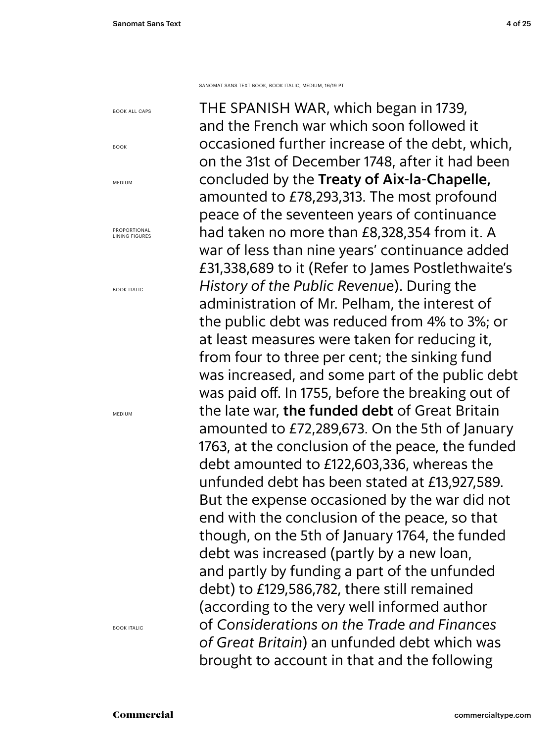SANOMAT SANS TEXT BOOK, BOOK ITALIC, MEDIUM, 16/19 PT

BOOK ALL CAPS

BOOK

MEDIUM

PROPORTIONAL LINING FIGURES

BOOK ITALIC

MEDIUM

BOOK ITALIC

THE SPANISH WAR, which began in 1739, and the French war which soon followed it occasioned further increase of the debt, which, on the 31st of December 1748, after it had been concluded by the **Treaty of Aix-la-Chapelle,** amounted to £78,293,313. The most profound peace of the seventeen years of continuance had taken no more than £8,328,354 from it. A war of less than nine years' continuance added £31,338,689 to it (Refer to James Postlethwaite's *History of the Public Revenue*). During the administration of Mr. Pelham, the interest of the public debt was reduced from 4% to 3%; or at least measures were taken for reducing it, from four to three per cent; the sinking fund was increased, and some part of the public debt was paid off. In 1755, before the breaking out of the late war, **the funded debt** of Great Britain amounted to £72,289,673. On the 5th of January 1763, at the conclusion of the peace, the funded debt amounted to £122,603,336, whereas the unfunded debt has been stated at £13,927,589. But the expense occasioned by the war did not end with the conclusion of the peace, so that though, on the 5th of January 1764, the funded debt was increased (partly by a new loan, and partly by funding a part of the unfunded debt) to £129,586,782, there still remained (according to the very well informed author of *Considerations on the Trade and Finances of Great Britain*) an unfunded debt which was brought to account in that and the following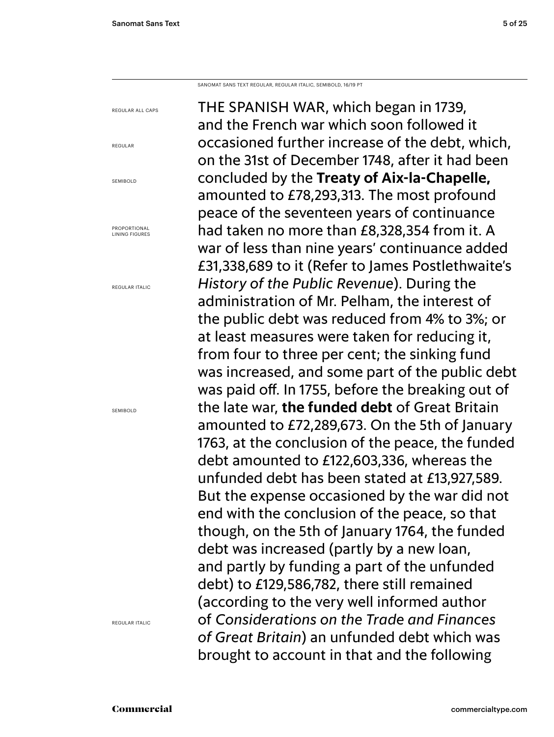SANOMAT SANS TEXT REGULAR, REGULAR ITALIC, SEMIBOLD, 16/19 PT

REGULAR ALL CAPS

REGULAR

SEMIBOLD

PROPORTIONAL LINING FIGURES

REGULAR ITALIC

SEMIBOLD

REGULAR ITALIC

THE SPANISH WAR, which began in 1739, and the French war which soon followed it occasioned further increase of the debt, which, on the 31st of December 1748, after it had been concluded by the **Treaty of Aix-la-Chapelle,** amounted to £78,293,313. The most profound peace of the seventeen years of continuance had taken no more than £8,328,354 from it. A war of less than nine years' continuance added £31,338,689 to it (Refer to James Postlethwaite's *History of the Public Revenue*). During the administration of Mr. Pelham, the interest of the public debt was reduced from 4% to 3%; or at least measures were taken for reducing it, from four to three per cent; the sinking fund was increased, and some part of the public debt was paid off. In 1755, before the breaking out of the late war, **the funded debt** of Great Britain amounted to £72,289,673. On the 5th of January 1763, at the conclusion of the peace, the funded debt amounted to £122,603,336, whereas the unfunded debt has been stated at £13,927,589. But the expense occasioned by the war did not end with the conclusion of the peace, so that though, on the 5th of January 1764, the funded debt was increased (partly by a new loan, and partly by funding a part of the unfunded debt) to £129,586,782, there still remained (according to the very well informed author of *Considerations on the Trade and Finances of Great Britain*) an unfunded debt which was brought to account in that and the following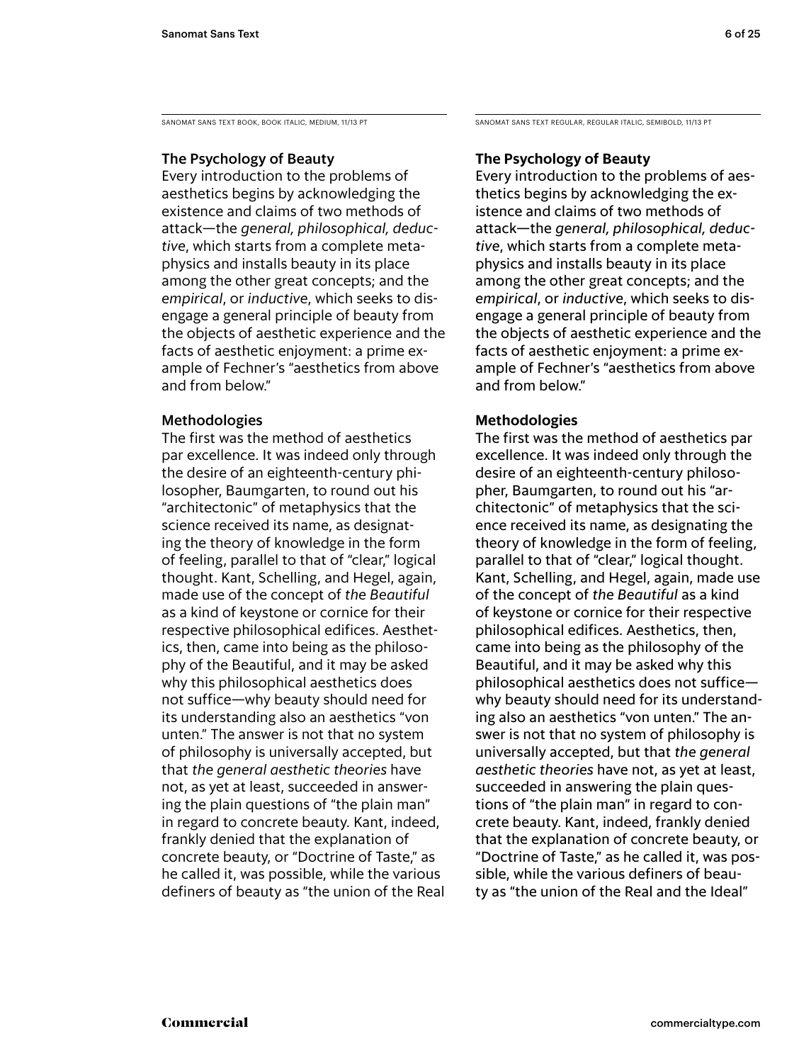SANOMAT SANS TEXT BOOK, BOOK ITALIC, MEDIUM, 11/13 PT

### The Psychology of Beauty

Every introduction to the problems of aesthetics begins by acknowledging the existence and claims of two methods of attack—the *general, philosophical, deductive*, which starts from a complete metaphysics and installs beauty in its place among the other great concepts; and the *empirical*, or *inductive*, which seeks to disengage a general principle of beauty from the objects of aesthetic experience and the facts of aesthetic enjoyment: a prime example of Fechner's "aesthetics from above and from below."

### Methodologies

The first was the method of aesthetics par excellence. It was indeed only through the desire of an eighteenth-century philosopher, Baumgarten, to round out his "architectonic" of metaphysics that the science received its name, as designating the theory of knowledge in the form of feeling, parallel to that of "clear," logical thought. Kant, Schelling, and Hegel, again, made use of the concept of *the Beautiful* as a kind of keystone or cornice for their respective philosophical edifices. Aesthetics, then, came into being as the philosophy of the Beautiful, and it may be asked why this philosophical aesthetics does not suffice—why beauty should need for its understanding also an aesthetics "von unten." The answer is not that no system of philosophy is universally accepted, but that *the general aesthetic theories* have not, as yet at least, succeeded in answering the plain questions of "the plain man" in regard to concrete beauty. Kant, indeed, frankly denied that the explanation of concrete beauty, or "Doctrine of Taste," as he called it, was possible, while the various definers of beauty as "the union of the Real

SANOMAT SANS TEXT REGULAR, REGULAR ITALIC, SEMIBOLD, 11/13 PT

### **The Psychology of Beauty**

Every introduction to the problems of aesthetics begins by acknowledging the existence and claims of two methods of attack—the *general, philosophical, deductive*, which starts from a complete metaphysics and installs beauty in its place among the other great concepts; and the *empirical*, or *inductive*, which seeks to disengage a general principle of beauty from the objects of aesthetic experience and the facts of aesthetic enjoyment: a prime example of Fechner's "aesthetics from above and from below."

### **Methodologies**

The first was the method of aesthetics par excellence. It was indeed only through the desire of an eighteenth-century philosopher, Baumgarten, to round out his "architectonic" of metaphysics that the science received its name, as designating the theory of knowledge in the form of feeling, parallel to that of "clear," logical thought. Kant, Schelling, and Hegel, again, made use of the concept of *the Beautiful* as a kind of keystone or cornice for their respective philosophical edifices. Aesthetics, then, came into being as the philosophy of the Beautiful, and it may be asked why this philosophical aesthetics does not suffice—why beauty should need for its understanding also an aesthetics "von unten." The answer is not that no system of philosophy is universally accepted, but that *the general aesthetic theories* have not, as yet at least, succeeded in answering the plain questions of "the plain man" in regard to concrete beauty. Kant, indeed, frankly denied that the explanation of concrete beauty, or "Doctrine of Taste," as he called it, was possible, while the various definers of beauty as "the union of the Real and the Ideal"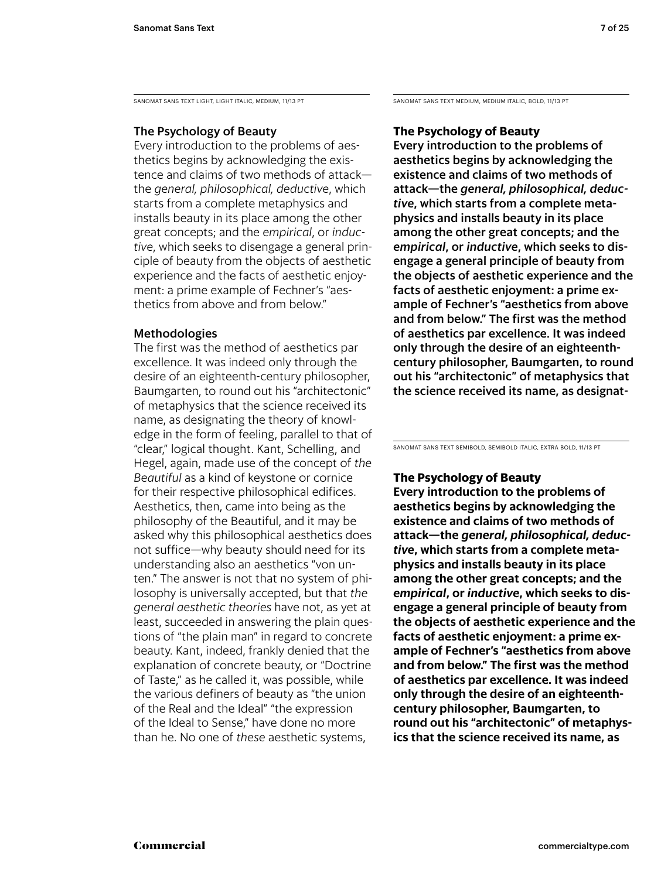SANOMAT SANS TEXT LIGHT, LIGHT ITALIC, MEDIUM, 11/13 PT

### The Psychology of Beauty

Every introduction to the problems of aesthetics begins by acknowledging the existence and claims of two methods of attack—the *general, philosophical, deductive*, which starts from a complete metaphysics and installs beauty in its place among the other great concepts; and the *empirical*, or *inductive*, which seeks to disengage a general principle of beauty from the objects of aesthetic experience and the facts of aesthetic enjoyment: a prime example of Fechner's "aesthetics from above and from below."

### Methodologies

The first was the method of aesthetics par excellence. It was indeed only through the desire of an eighteenth-century philosopher, Baumgarten, to round out his "architectonic" of metaphysics that the science received its name, as designating the theory of knowledge in the form of feeling, parallel to that of "clear," logical thought. Kant, Schelling, and Hegel, again, made use of the concept of *the Beautiful* as a kind of keystone or cornice for their respective philosophical edifices. Aesthetics, then, came into being as the philosophy of the Beautiful, and it may be asked why this philosophical aesthetics does not suffice—why beauty should need for its understanding also an aesthetics "von unten." The answer is not that no system of philosophy is universally accepted, but that *the general aesthetic theories* have not, as yet at least, succeeded in answering the plain questions of "the plain man" in regard to concrete beauty. Kant, indeed, frankly denied that the explanation of concrete beauty, or "Doctrine of Taste," as he called it, was possible, while the various definers of beauty as "the union of the Real and the Ideal" "the expression of the Ideal to Sense," have done no more than he. No one of *these* aesthetic systems,

SANOMAT SANS TEXT MEDIUM, MEDIUM ITALIC, BOLD, 11/13 PT

**The Psychology of Beauty**

Every introduction to the problems of aesthetics begins by acknowledging the existence and claims of two methods of attack—the *general, philosophical, deductive*, which starts from a complete metaphysics and installs beauty in its place among the other great concepts; and the *empirical*, or *inductive*, which seeks to disengage a general principle of beauty from the objects of aesthetic experience and the facts of aesthetic enjoyment: a prime example of Fechner's "aesthetics from above and from below." The first was the method of aesthetics par excellence. It was indeed only through the desire of an eighteenth-century philosopher, Baumgarten, to round out his "architectonic" of metaphysics that the science received its name, as designat-

SANOMAT SANS TEXT SEMIBOLD, SEMIBOLD ITALIC, EXTRA BOLD, 11/13 PT

**The Psychology of Beauty**

Every introduction to the problems of aesthetics begins by acknowledging the existence and claims of two methods of attack—the *general, philosophical, deductive*, which starts from a complete metaphysics and installs beauty in its place among the other great concepts; and the *empirical*, or *inductive*, which seeks to disengage a general principle of beauty from the objects of aesthetic experience and the facts of aesthetic enjoyment: a prime example of Fechner's "aesthetics from above and from below." The first was the method of aesthetics par excellence. It was indeed only through the desire of an eighteenth-century philosopher, Baumgarten, to round out his "architectonic" of metaphysics that the science received its name, as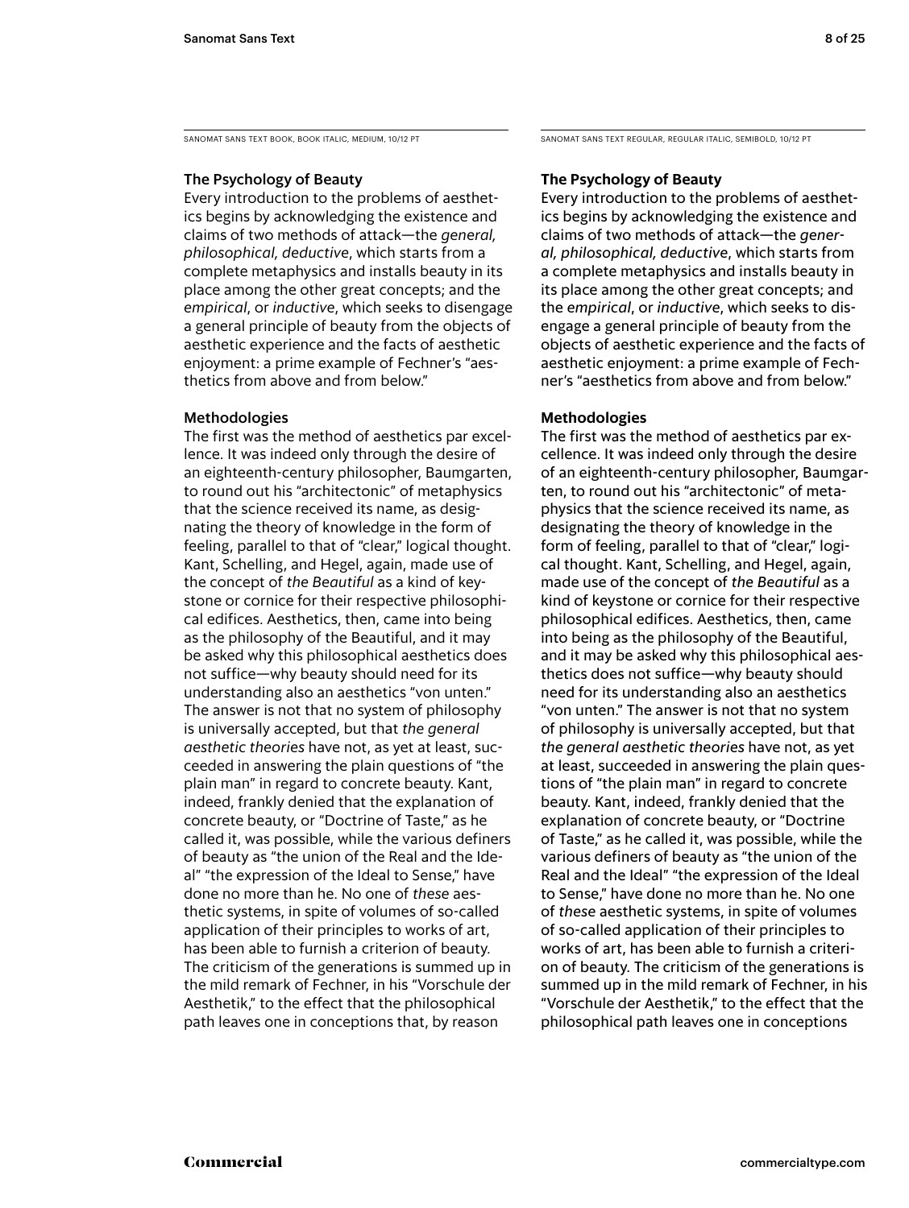SANOMAT SANS TEXT BOOK, BOOK ITALIC, MEDIUM, 10/12 PT

### The Psychology of Beauty

Every introduction to the problems of aesthetics begins by acknowledging the existence and claims of two methods of attack—the *general, philosophical, deductive*, which starts from a complete metaphysics and installs beauty in its place among the other great concepts; and the *empirical*, or *inductive*, which seeks to disengage a general principle of beauty from the objects of aesthetic experience and the facts of aesthetic enjoyment: a prime example of Fechner's "aesthetics from above and from below."

### Methodologies

The first was the method of aesthetics par excellence. It was indeed only through the desire of an eighteenth-century philosopher, Baumgarten, to round out his "architectonic" of metaphysics that the science received its name, as designating the theory of knowledge in the form of feeling, parallel to that of "clear," logical thought. Kant, Schelling, and Hegel, again, made use of the concept of *the Beautiful* as a kind of keystone or cornice for their respective philosophical edifices. Aesthetics, then, came into being as the philosophy of the Beautiful, and it may be asked why this philosophical aesthetics does not suffice—why beauty should need for its understanding also an aesthetics "von unten." The answer is not that no system of philosophy is universally accepted, but that *the general aesthetic theories* have not, as yet at least, succeeded in answering the plain questions of "the plain man" in regard to concrete beauty. Kant, indeed, frankly denied that the explanation of concrete beauty, or "Doctrine of Taste," as he called it, was possible, while the various definers of beauty as "the union of the Real and the Ideal" "the expression of the Ideal to Sense," have done no more than he. No one of *these* aesthetic systems, in spite of volumes of so-called application of their principles to works of art, has been able to furnish a criterion of beauty. The criticism of the generations is summed up in the mild remark of Fechner, in his "Vorschule der Aesthetik," to the effect that the philosophical path leaves one in conceptions that, by reason

SANOMAT SANS TEXT REGULAR, REGULAR ITALIC, SEMIBOLD, 10/12 PT

### **The Psychology of Beauty**

Every introduction to the problems of aesthetics begins by acknowledging the existence and claims of two methods of attack—the *general, philosophical, deductive*, which starts from a complete metaphysics and installs beauty in its place among the other great concepts; and the *empirical*, or *inductive*, which seeks to disengage a general principle of beauty from the objects of aesthetic experience and the facts of aesthetic enjoyment: a prime example of Fechner's "aesthetics from above and from below."

### **Methodologies**

The first was the method of aesthetics par excellence. It was indeed only through the desire of an eighteenth-century philosopher, Baumgarten, to round out his "architectonic" of metaphysics that the science received its name, as designating the theory of knowledge in the form of feeling, parallel to that of "clear," logical thought. Kant, Schelling, and Hegel, again, made use of the concept of *the Beautiful* as a kind of keystone or cornice for their respective philosophical edifices. Aesthetics, then, came into being as the philosophy of the Beautiful, and it may be asked why this philosophical aesthetics does not suffice—why beauty should need for its understanding also an aesthetics "von unten." The answer is not that no system of philosophy is universally accepted, but that *the general aesthetic theories* have not, as yet at least, succeeded in answering the plain questions of "the plain man" in regard to concrete beauty. Kant, indeed, frankly denied that the explanation of concrete beauty, or "Doctrine of Taste," as he called it, was possible, while the various definers of beauty as "the union of the Real and the Ideal" "the expression of the Ideal to Sense," have done no more than he. No one of *these* aesthetic systems, in spite of volumes of so-called application of their principles to works of art, has been able to furnish a criterion of beauty. The criticism of the generations is summed up in the mild remark of Fechner, in his "Vorschule der Aesthetik," to the effect that the philosophical path leaves one in conceptions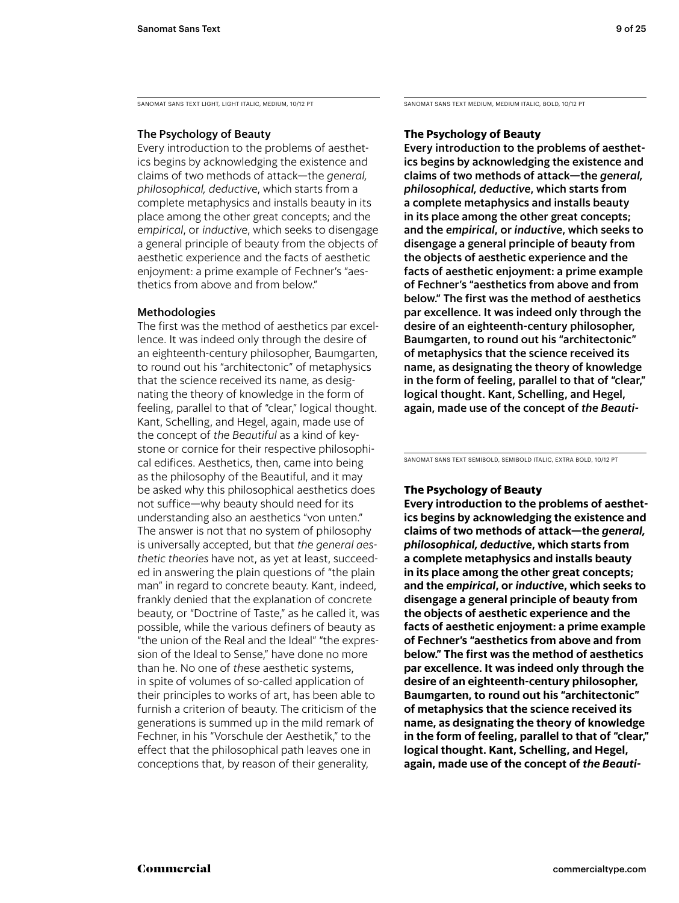SANOMAT SANS TEXT LIGHT, LIGHT ITALIC, MEDIUM, 10/12 PT

### The Psychology of Beauty

Every introduction to the problems of aesthetics begins by acknowledging the existence and claims of two methods of attack—the *general, philosophical, deductive*, which starts from a complete metaphysics and installs beauty in its place among the other great concepts; and the *empirical*, or *inductive*, which seeks to disengage a general principle of beauty from the objects of aesthetic experience and the facts of aesthetic enjoyment: a prime example of Fechner's "aesthetics from above and from below."

### Methodologies

The first was the method of aesthetics par excellence. It was indeed only through the desire of an eighteenth-century philosopher, Baumgarten, to round out his "architectonic" of metaphysics that the science received its name, as designating the theory of knowledge in the form of feeling, parallel to that of "clear," logical thought. Kant, Schelling, and Hegel, again, made use of the concept of *the Beautiful* as a kind of keystone or cornice for their respective philosophical edifices. Aesthetics, then, came into being as the philosophy of the Beautiful, and it may be asked why this philosophical aesthetics does not suffice—why beauty should need for its understanding also an aesthetics "von unten." The answer is not that no system of philosophy is universally accepted, but that *the general aesthetic theories* have not, as yet at least, succeeded in answering the plain questions of "the plain man" in regard to concrete beauty. Kant, indeed, frankly denied that the explanation of concrete beauty, or "Doctrine of Taste," as he called it, was possible, while the various definers of beauty as "the union of the Real and the Ideal" "the expression of the Ideal to Sense," have done no more than he. No one of *these* aesthetic systems, in spite of volumes of so-called application of their principles to works of art, has been able to furnish a criterion of beauty. The criticism of the generations is summed up in the mild remark of Fechner, in his "Vorschule der Aesthetik," to the effect that the philosophical path leaves one in conceptions that, by reason of their generality,

SANOMAT SANS TEXT MEDIUM, MEDIUM ITALIC, BOLD, 10/12 PT

### The Psychology of Beauty

Every introduction to the problems of aesthetics begins by acknowledging the existence and claims of two methods of attack—the *general, philosophical, deductive*, which starts from a complete metaphysics and installs beauty in its place among the other great concepts; and the *empirical*, or *inductive*, which seeks to disengage a general principle of beauty from the objects of aesthetic experience and the facts of aesthetic enjoyment: a prime example of Fechner's "aesthetics from above and from below." The first was the method of aesthetics par excellence. It was indeed only through the desire of an eighteenth-century philosopher, Baumgarten, to round out his "architectonic" of metaphysics that the science received its name, as designating the theory of knowledge in the form of feeling, parallel to that of "clear," logical thought. Kant, Schelling, and Hegel, again, made use of the concept of *the Beauti-*

SANOMAT SANS TEXT SEMIBOLD, SEMIBOLD ITALIC, EXTRA BOLD, 10/12 PT

### The Psychology of Beauty

Every introduction to the problems of aesthetics begins by acknowledging the existence and claims of two methods of attack—the *general, philosophical, deductive*, which starts from a complete metaphysics and installs beauty in its place among the other great concepts; and the *empirical*, or *inductive*, which seeks to disengage a general principle of beauty from the objects of aesthetic experience and the facts of aesthetic enjoyment: a prime example of Fechner's "aesthetics from above and from below." The first was the method of aesthetics par excellence. It was indeed only through the desire of an eighteenth-century philosopher, Baumgarten, to round out his "architectonic" of metaphysics that the science received its name, as designating the theory of knowledge in the form of feeling, parallel to that of "clear," logical thought. Kant, Schelling, and Hegel, again, made use of the concept of *the Beauti-*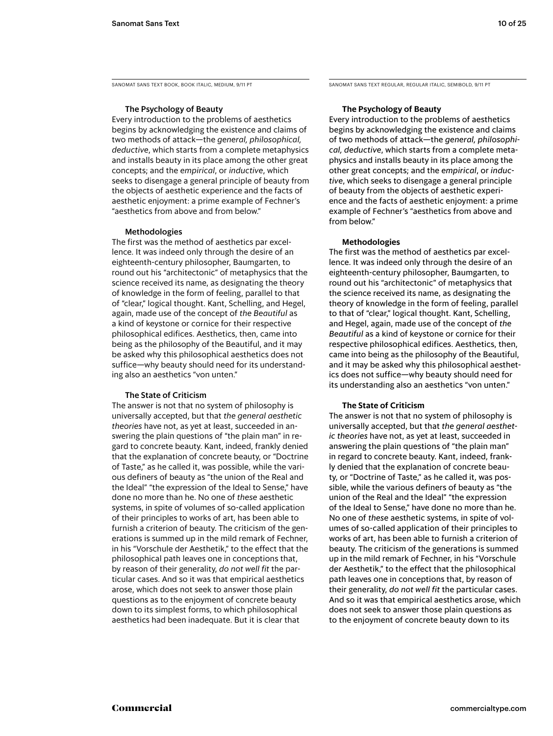SANOMAT SANS TEXT BOOK, BOOK ITALIC, MEDIUM, 9/11 PT

### The Psychology of Beauty

Every introduction to the problems of aesthetics begins by acknowledging the existence and claims of two methods of attack—the *general, philosophical, deductive*, which starts from a complete metaphysics and installs beauty in its place among the other great concepts; and the *empirical*, or *inductive*, which seeks to disengage a general principle of beauty from the objects of aesthetic experience and the facts of aesthetic enjoyment: a prime example of Fechner's "aesthetics from above and from below."

### Methodologies

The first was the method of aesthetics par excellence. It was indeed only through the desire of an eighteenth-century philosopher, Baumgarten, to round out his "architectonic" of metaphysics that the science received its name, as designating the theory of knowledge in the form of feeling, parallel to that of "clear," logical thought. Kant, Schelling, and Hegel, again, made use of the concept of *the Beautiful* as a kind of keystone or cornice for their respective philosophical edifices. Aesthetics, then, came into being as the philosophy of the Beautiful, and it may be asked why this philosophical aesthetics does not suffice—why beauty should need for its understanding also an aesthetics "von unten."

### The State of Criticism

The answer is not that no system of philosophy is universally accepted, but that *the general aesthetic theories* have not, as yet at least, succeeded in answering the plain questions of "the plain man" in regard to concrete beauty. Kant, indeed, frankly denied that the explanation of concrete beauty, or "Doctrine of Taste," as he called it, was possible, while the various definers of beauty as "the union of the Real and the Ideal" "the expression of the Ideal to Sense," have done no more than he. No one of *these* aesthetic systems, in spite of volumes of so-called application of their principles to works of art, has been able to furnish a criterion of beauty. The criticism of the generations is summed up in the mild remark of Fechner, in his "Vorschule der Aesthetik," to the effect that the philosophical path leaves one in conceptions that, by reason of their generality, *do not well fit* the particular cases. And so it was that empirical aesthetics arose, which does not seek to answer those plain questions as to the enjoyment of concrete beauty down to its simplest forms, to which philosophical aesthetics had been inadequate. But it is clear that

SANOMAT SANS TEXT REGULAR, REGULAR ITALIC, SEMIBOLD, 9/11 PT

### The Psychology of Beauty

Every introduction to the problems of aesthetics begins by acknowledging the existence and claims of two methods of attack—the *general, philosophical, deductive*, which starts from a complete metaphysics and installs beauty in its place among the other great concepts; and the *empirical*, or *inductive*, which seeks to disengage a general principle of beauty from the objects of aesthetic experience and the facts of aesthetic enjoyment: a prime example of Fechner's "aesthetics from above and from below."

### Methodologies

The first was the method of aesthetics par excellence. It was indeed only through the desire of an eighteenth-century philosopher, Baumgarten, to round out his "architectonic" of metaphysics that the science received its name, as designating the theory of knowledge in the form of feeling, parallel to that of "clear," logical thought. Kant, Schelling, and Hegel, again, made use of the concept of *the Beautiful* as a kind of keystone or cornice for their respective philosophical edifices. Aesthetics, then, came into being as the philosophy of the Beautiful, and it may be asked why this philosophical aesthetics does not suffice—why beauty should need for its understanding also an aesthetics "von unten."

### The State of Criticism

The answer is not that no system of philosophy is universally accepted, but that *the general aesthetic theories* have not, as yet at least, succeeded in answering the plain questions of "the plain man" in regard to concrete beauty. Kant, indeed, frankly denied that the explanation of concrete beauty, or "Doctrine of Taste," as he called it, was possible, while the various definers of beauty as "the union of the Real and the Ideal" "the expression of the Ideal to Sense," have done no more than he. No one of *these* aesthetic systems, in spite of volumes of so-called application of their principles to works of art, has been able to furnish a criterion of beauty. The criticism of the generations is summed up in the mild remark of Fechner, in his "Vorschule der Aesthetik," to the effect that the philosophical path leaves one in conceptions that, by reason of their generality, *do not well fit* the particular cases. And so it was that empirical aesthetics arose, which does not seek to answer those plain questions as to the enjoyment of concrete beauty down to its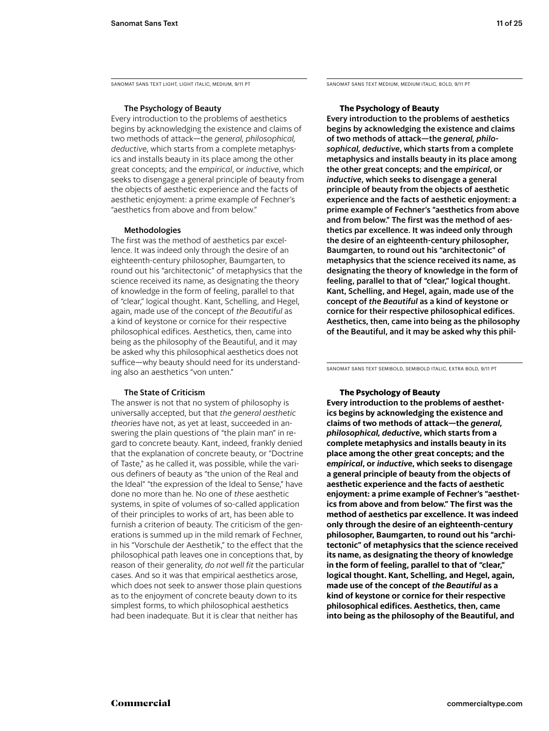SANOMAT SANS TEXT LIGHT, LIGHT ITALIC, MEDIUM, 9/11 PT

### The Psychology of Beauty

Every introduction to the problems of aesthetics begins by acknowledging the existence and claims of two methods of attack—the *general, philosophical, deductive*, which starts from a complete metaphysics and installs beauty in its place among the other great concepts; and the *empirical*, or *inductive*, which seeks to disengage a general principle of beauty from the objects of aesthetic experience and the facts of aesthetic enjoyment: a prime example of Fechner's "aesthetics from above and from below."

### Methodologies

The first was the method of aesthetics par excellence. It was indeed only through the desire of an eighteenth-century philosopher, Baumgarten, to round out his "architectonic" of metaphysics that the science received its name, as designating the theory of knowledge in the form of feeling, parallel to that of "clear," logical thought. Kant, Schelling, and Hegel, again, made use of the concept of *the Beautiful* as a kind of keystone or cornice for their respective philosophical edifices. Aesthetics, then, came into being as the philosophy of the Beautiful, and it may be asked why this philosophical aesthetics does not suffice—why beauty should need for its understanding also an aesthetics "von unten."

### The State of Criticism

The answer is not that no system of philosophy is universally accepted, but that *the general aesthetic theories* have not, as yet at least, succeeded in answering the plain questions of "the plain man" in regard to concrete beauty. Kant, indeed, frankly denied that the explanation of concrete beauty, or "Doctrine of Taste," as he called it, was possible, while the various definers of beauty as "the union of the Real and the Ideal" "the expression of the Ideal to Sense," have done no more than he. No one of *these* aesthetic systems, in spite of volumes of so-called application of their principles to works of art, has been able to furnish a criterion of beauty. The criticism of the generations is summed up in the mild remark of Fechner, in his "Vorschule der Aesthetik," to the effect that the philosophical path leaves one in conceptions that, by reason of their generality, *do not well fit* the particular cases. And so it was that empirical aesthetics arose, which does not seek to answer those plain questions as to the enjoyment of concrete beauty down to its simplest forms, to which philosophical aesthetics had been inadequate. But it is clear that neither has

SANOMAT SANS TEXT MEDIUM, MEDIUM ITALIC, BOLD, 9/11 PT

### The Psychology of Beauty

Every introduction to the problems of aesthetics begins by acknowledging the existence and claims of two methods of attack—the *general, philosophical, deductive*, which starts from a complete metaphysics and installs beauty in its place among the other great concepts; and the *empirical*, or *inductive*, which seeks to disengage a general principle of beauty from the objects of aesthetic experience and the facts of aesthetic enjoyment: a prime example of Fechner's "aesthetics from above and from below." The first was the method of aesthetics par excellence. It was indeed only through the desire of an eighteenth-century philosopher, Baumgarten, to round out his "architectonic" of metaphysics that the science received its name, as designating the theory of knowledge in the form of feeling, parallel to that of "clear," logical thought. Kant, Schelling, and Hegel, again, made use of the concept of *the Beautiful* as a kind of keystone or cornice for their respective philosophical edifices. Aesthetics, then, came into being as the philosophy of the Beautiful, and it may be asked why this phil-

SANOMAT SANS TEXT SEMIBOLD, SEMIBOLD ITALIC, EXTRA BOLD, 9/11 PT

### The Psychology of Beauty

**Every introduction to the problems of aesthetics begins by acknowledging the existence and claims of two methods of attack—the *general, philosophical, deductive*, which starts from a complete metaphysics and installs beauty in its place among the other great concepts; and the *empirical*, or *inductive*, which seeks to disengage a general principle of beauty from the objects of aesthetic experience and the facts of aesthetic enjoyment: a prime example of Fechner's "aesthetics from above and from below." The first was the method of aesthetics par excellence. It was indeed only through the desire of an eighteenth-century philosopher, Baumgarten, to round out his "architectonic" of metaphysics that the science received its name, as designating the theory of knowledge in the form of feeling, parallel to that of "clear," logical thought. Kant, Schelling, and Hegel, again, made use of the concept of *the Beautiful* as a kind of keystone or cornice for their respective philosophical edifices. Aesthetics, then, came into being as the philosophy of the Beautiful, and**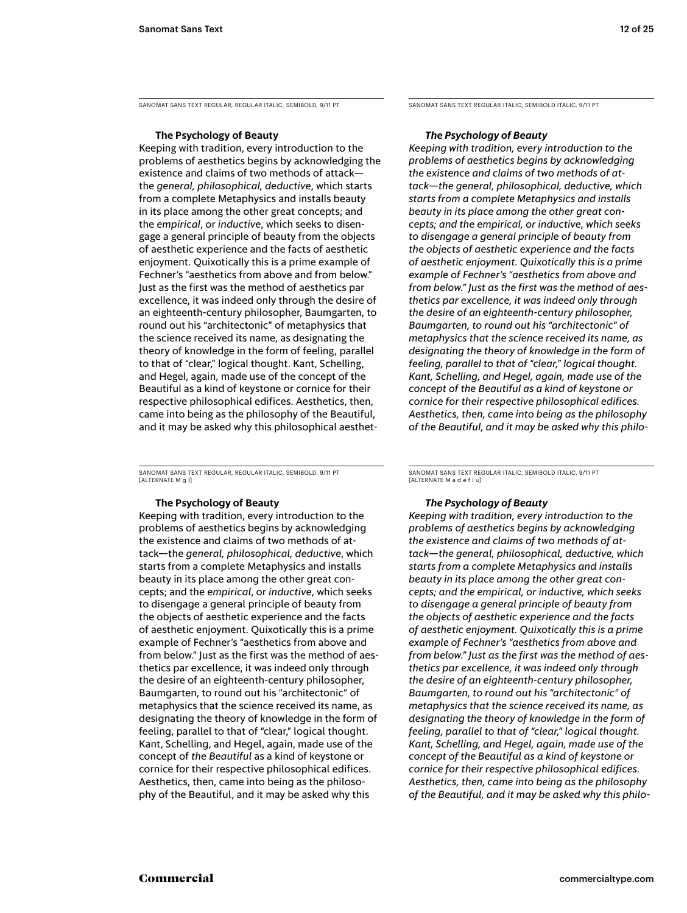SANOMAT SANS TEXT REGULAR, REGULAR ITALIC, SEMIBOLD, 9/11 PT

**The Psychology of Beauty**

Keeping with tradition, every introduction to the problems of aesthetics begins by acknowledging the existence and claims of two methods of attack—the *general, philosophical, deductive*, which starts from a complete Metaphysics and installs beauty in its place among the other great concepts; and the *empirical*, or *inductive*, which seeks to disengage a general principle of beauty from the objects of aesthetic experience and the facts of aesthetic enjoyment. Quixotically this is a prime example of Fechner's "aesthetics from above and from below." Just as the first was the method of aesthetics par excellence, it was indeed only through the desire of an eighteenth-century philosopher, Baumgarten, to round out his "architectonic" of metaphysics that the science received its name, as designating the theory of knowledge in the form of feeling, parallel to that of "clear," logical thought. Kant, Schelling, and Hegel, again, made use of the concept of the Beautiful as a kind of keystone or cornice for their respective philosophical edifices. Aesthetics, then, came into being as the philosophy of the Beautiful, and it may be asked why this philosophical aesthet-

SANOMAT SANS TEXT REGULAR ITALIC, SEMIBOLD ITALIC, 9/11 PT

***The Psychology of Beauty***

*Keeping with tradition, every introduction to the problems of aesthetics begins by acknowledging the existence and claims of two methods of attack—the general, philosophical, deductive, which starts from a complete Metaphysics and installs beauty in its place among the other great concepts; and the empirical, or inductive, which seeks to disengage a general principle of beauty from the objects of aesthetic experience and the facts of aesthetic enjoyment. Quixotically this is a prime example of Fechner's "aesthetics from above and from below." Just as the first was the method of aesthetics par excellence, it was indeed only through the desire of an eighteenth-century philosopher, Baumgarten, to round out his "architectonic" of metaphysics that the science received its name, as designating the theory of knowledge in the form of feeling, parallel to that of "clear," logical thought. Kant, Schelling, and Hegel, again, made use of the concept of the Beautiful as a kind of keystone or cornice for their respective philosophical edifices. Aesthetics, then, came into being as the philosophy of the Beautiful, and it may be asked why this philo-*

SANOMAT SANS TEXT REGULAR, REGULAR ITALIC, SEMIBOLD, 9/11 PT
[ALTERNATE M g l]

**The Psychology of Beauty**

Keeping with tradition, every introduction to the problems of aesthetics begins by acknowledging the existence and claims of two methods of attack—the *general, philosophical, deductive*, which starts from a complete Metaphysics and installs beauty in its place among the other great concepts; and the *empirical*, or *inductive*, which seeks to disengage a general principle of beauty from the objects of aesthetic experience and the facts of aesthetic enjoyment. Quixotically this is a prime example of Fechner's "aesthetics from above and from below." Just as the first was the method of aesthetics par excellence, it was indeed only through the desire of an eighteenth-century philosopher, Baumgarten, to round out his "architectonic" of metaphysics that the science received its name, as designating the theory of knowledge in the form of feeling, parallel to that of "clear," logical thought. Kant, Schelling, and Hegel, again, made use of the concept of *the Beautiful* as a kind of keystone or cornice for their respective philosophical edifices. Aesthetics, then, came into being as the philosophy of the Beautiful, and it may be asked why this

SANOMAT SANS TEXT REGULAR ITALIC, SEMIBOLD ITALIC, 9/11 PT
[ALTERNATE M a d e f l u]

***The Psychology of Beauty***

*Keeping with tradition, every introduction to the problems of aesthetics begins by acknowledging the existence and claims of two methods of attack—the general, philosophical, deductive, which starts from a complete Metaphysics and installs beauty in its place among the other great concepts; and the empirical, or inductive, which seeks to disengage a general principle of beauty from the objects of aesthetic experience and the facts of aesthetic enjoyment. Quixotically this is a prime example of Fechner's "aesthetics from above and from below." Just as the first was the method of aesthetics par excellence, it was indeed only through the desire of an eighteenth-century philosopher, Baumgarten, to round out his "architectonic" of metaphysics that the science received its name, as designating the theory of knowledge in the form of feeling, parallel to that of "clear," logical thought. Kant, Schelling, and Hegel, again, made use of the concept of the Beautiful as a kind of keystone or cornice for their respective philosophical edifices. Aesthetics, then, came into being as the philosophy of the Beautiful, and it may be asked why this philo-*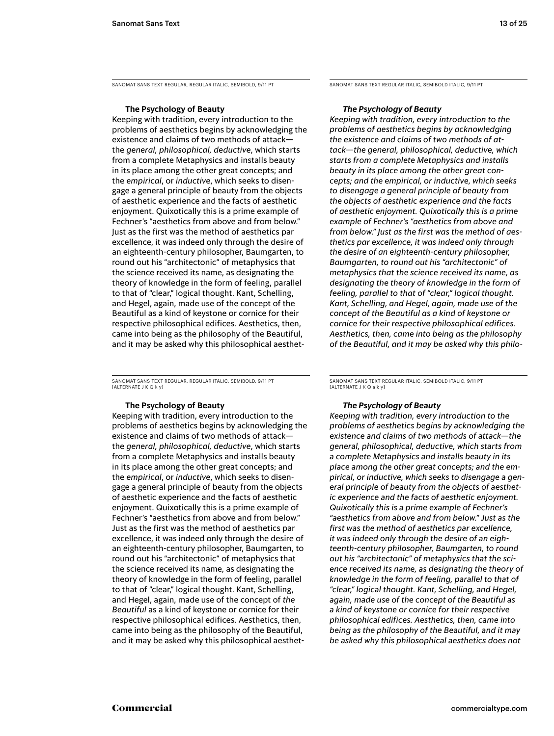SANOMAT SANS TEXT REGULAR, REGULAR ITALIC, SEMIBOLD, 9/11 PT

**The Psychology of Beauty**

Keeping with tradition, every introduction to the problems of aesthetics begins by acknowledging the existence and claims of two methods of attack—the *general, philosophical, deductive*, which starts from a complete Metaphysics and installs beauty in its place among the other great concepts; and the *empirical*, or *inductive*, which seeks to disengage a general principle of beauty from the objects of aesthetic experience and the facts of aesthetic enjoyment. Quixotically this is a prime example of Fechner's "aesthetics from above and from below." Just as the first was the method of aesthetics par excellence, it was indeed only through the desire of an eighteenth-century philosopher, Baumgarten, to round out his "architectonic" of metaphysics that the science received its name, as designating the theory of knowledge in the form of feeling, parallel to that of "clear," logical thought. Kant, Schelling, and Hegel, again, made use of the concept of the Beautiful as a kind of keystone or cornice for their respective philosophical edifices. Aesthetics, then, came into being as the philosophy of the Beautiful, and it may be asked why this philosophical aesthet-

SANOMAT SANS TEXT REGULAR ITALIC, SEMIBOLD ITALIC, 9/11 PT

***The Psychology of Beauty***

*Keeping with tradition, every introduction to the problems of aesthetics begins by acknowledging the existence and claims of two methods of attack—the general, philosophical, deductive, which starts from a complete Metaphysics and installs beauty in its place among the other great concepts; and the empirical, or inductive, which seeks to disengage a general principle of beauty from the objects of aesthetic experience and the facts of aesthetic enjoyment. Quixotically this is a prime example of Fechner's "aesthetics from above and from below." Just as the first was the method of aesthetics par excellence, it was indeed only through the desire of an eighteenth-century philosopher, Baumgarten, to round out his "architectonic" of metaphysics that the science received its name, as designating the theory of knowledge in the form of feeling, parallel to that of "clear," logical thought. Kant, Schelling, and Hegel, again, made use of the concept of the Beautiful as a kind of keystone or cornice for their respective philosophical edifices. Aesthetics, then, came into being as the philosophy of the Beautiful, and it may be asked why this philo-*

SANOMAT SANS TEXT REGULAR, REGULAR ITALIC, SEMIBOLD, 9/11 PT [ALTERNATE J K Q k y]

**The Psychology of Beauty**

Keeping with tradition, every introduction to the problems of aesthetics begins by acknowledging the existence and claims of two methods of attack—the *general, philosophical, deductive*, which starts from a complete Metaphysics and installs beauty in its place among the other great concepts; and the *empirical*, or *inductive*, which seeks to disengage a general principle of beauty from the objects of aesthetic experience and the facts of aesthetic enjoyment. Quixotically this is a prime example of Fechner's "aesthetics from above and from below." Just as the first was the method of aesthetics par excellence, it was indeed only through the desire of an eighteenth-century philosopher, Baumgarten, to round out his "architectonic" of metaphysics that the science received its name, as designating the theory of knowledge in the form of feeling, parallel to that of "clear," logical thought. Kant, Schelling, and Hegel, again, made use of the concept of *the Beautiful* as a kind of keystone or cornice for their respective philosophical edifices. Aesthetics, then, came into being as the philosophy of the Beautiful, and it may be asked why this philosophical aesthet-

SANOMAT SANS TEXT REGULAR ITALIC, SEMIBOLD ITALIC, 9/11 PT [ALTERNATE J K Q a k y]

***The Psychology of Beauty***

*Keeping with tradition, every introduction to the problems of aesthetics begins by acknowledging the existence and claims of two methods of attack—the general, philosophical, deductive, which starts from a complete Metaphysics and installs beauty in its place among the other great concepts; and the empirical, or inductive, which seeks to disengage a general principle of beauty from the objects of aesthetic experience and the facts of aesthetic enjoyment. Quixotically this is a prime example of Fechner's "aesthetics from above and from below." Just as the first was the method of aesthetics par excellence, it was indeed only through the desire of an eighteenth-century philosopher, Baumgarten, to round out his "architectonic" of metaphysics that the science received its name, as designating the theory of knowledge in the form of feeling, parallel to that of "clear," logical thought. Kant, Schelling, and Hegel, again, made use of the concept of the Beautiful as a kind of keystone or cornice for their respective philosophical edifices. Aesthetics, then, came into being as the philosophy of the Beautiful, and it may be asked why this philosophical aesthetics does not*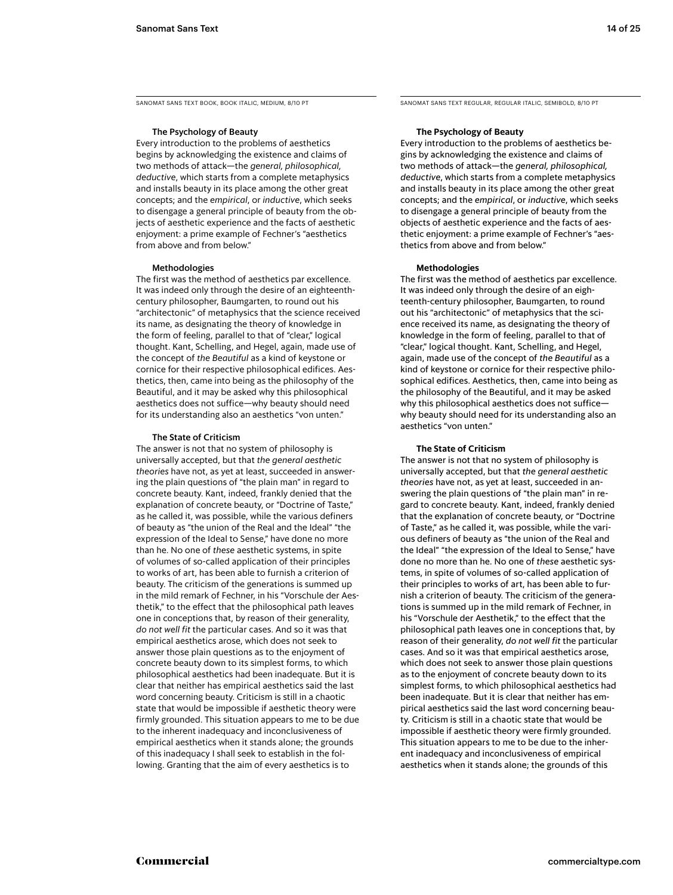SANOMAT SANS TEXT BOOK, BOOK ITALIC, MEDIUM, 8/10 PT

### The Psychology of Beauty

Every introduction to the problems of aesthetics begins by acknowledging the existence and claims of two methods of attack—the *general, philosophical, deductive*, which starts from a complete metaphysics and installs beauty in its place among the other great concepts; and the *empirical*, or *inductive*, which seeks to disengage a general principle of beauty from the objects of aesthetic experience and the facts of aesthetic enjoyment: a prime example of Fechner's "aesthetics from above and from below."

### Methodologies

The first was the method of aesthetics par excellence. It was indeed only through the desire of an eighteenth-century philosopher, Baumgarten, to round out his "architectonic" of metaphysics that the science received its name, as designating the theory of knowledge in the form of feeling, parallel to that of "clear," logical thought. Kant, Schelling, and Hegel, again, made use of the concept of *the Beautiful* as a kind of keystone or cornice for their respective philosophical edifices. Aesthetics, then, came into being as the philosophy of the Beautiful, and it may be asked why this philosophical aesthetics does not suffice—why beauty should need for its understanding also an aesthetics "von unten."

### The State of Criticism

The answer is not that no system of philosophy is universally accepted, but that *the general aesthetic theories* have not, as yet at least, succeeded in answering the plain questions of "the plain man" in regard to concrete beauty. Kant, indeed, frankly denied that the explanation of concrete beauty, or "Doctrine of Taste," as he called it, was possible, while the various definers of beauty as "the union of the Real and the Ideal" "the expression of the Ideal to Sense," have done no more than he. No one of *these* aesthetic systems, in spite of volumes of so-called application of their principles to works of art, has been able to furnish a criterion of beauty. The criticism of the generations is summed up in the mild remark of Fechner, in his "Vorschule der Aesthetik," to the effect that the philosophical path leaves one in conceptions that, by reason of their generality, *do not well fit* the particular cases. And so it was that empirical aesthetics arose, which does not seek to answer those plain questions as to the enjoyment of concrete beauty down to its simplest forms, to which philosophical aesthetics had been inadequate. But it is clear that neither has empirical aesthetics said the last word concerning beauty. Criticism is still in a chaotic state that would be impossible if aesthetic theory were firmly grounded. This situation appears to me to be due to the inherent inadequacy and inconclusiveness of empirical aesthetics when it stands alone; the grounds of this inadequacy I shall seek to establish in the following. Granting that the aim of every aesthetics is to

SANOMAT SANS TEXT REGULAR, REGULAR ITALIC, SEMIBOLD, 8/10 PT

### The Psychology of Beauty

Every introduction to the problems of aesthetics begins by acknowledging the existence and claims of two methods of attack—the *general, philosophical, deductive*, which starts from a complete metaphysics and installs beauty in its place among the other great concepts; and the *empirical*, or *inductive*, which seeks to disengage a general principle of beauty from the objects of aesthetic experience and the facts of aesthetic enjoyment: a prime example of Fechner's "aesthetics from above and from below."

### Methodologies

The first was the method of aesthetics par excellence. It was indeed only through the desire of an eighteenth-century philosopher, Baumgarten, to round out his "architectonic" of metaphysics that the science received its name, as designating the theory of knowledge in the form of feeling, parallel to that of "clear," logical thought. Kant, Schelling, and Hegel, again, made use of the concept of *the Beautiful* as a kind of keystone or cornice for their respective philosophical edifices. Aesthetics, then, came into being as the philosophy of the Beautiful, and it may be asked why this philosophical aesthetics does not suffice—why beauty should need for its understanding also an aesthetics "von unten."

### The State of Criticism

The answer is not that no system of philosophy is universally accepted, but that *the general aesthetic theories* have not, as yet at least, succeeded in answering the plain questions of "the plain man" in regard to concrete beauty. Kant, indeed, frankly denied that the explanation of concrete beauty, or "Doctrine of Taste," as he called it, was possible, while the various definers of beauty as "the union of the Real and the Ideal" "the expression of the Ideal to Sense," have done no more than he. No one of *these* aesthetic systems, in spite of volumes of so-called application of their principles to works of art, has been able to furnish a criterion of beauty. The criticism of the generations is summed up in the mild remark of Fechner, in his "Vorschule der Aesthetik," to the effect that the philosophical path leaves one in conceptions that, by reason of their generality, *do not well fit* the particular cases. And so it was that empirical aesthetics arose, which does not seek to answer those plain questions as to the enjoyment of concrete beauty down to its simplest forms, to which philosophical aesthetics had been inadequate. But it is clear that neither has empirical aesthetics said the last word concerning beauty. Criticism is still in a chaotic state that would be impossible if aesthetic theory were firmly grounded. This situation appears to me to be due to the inherent inadequacy and inconclusiveness of empirical aesthetics when it stands alone; the grounds of this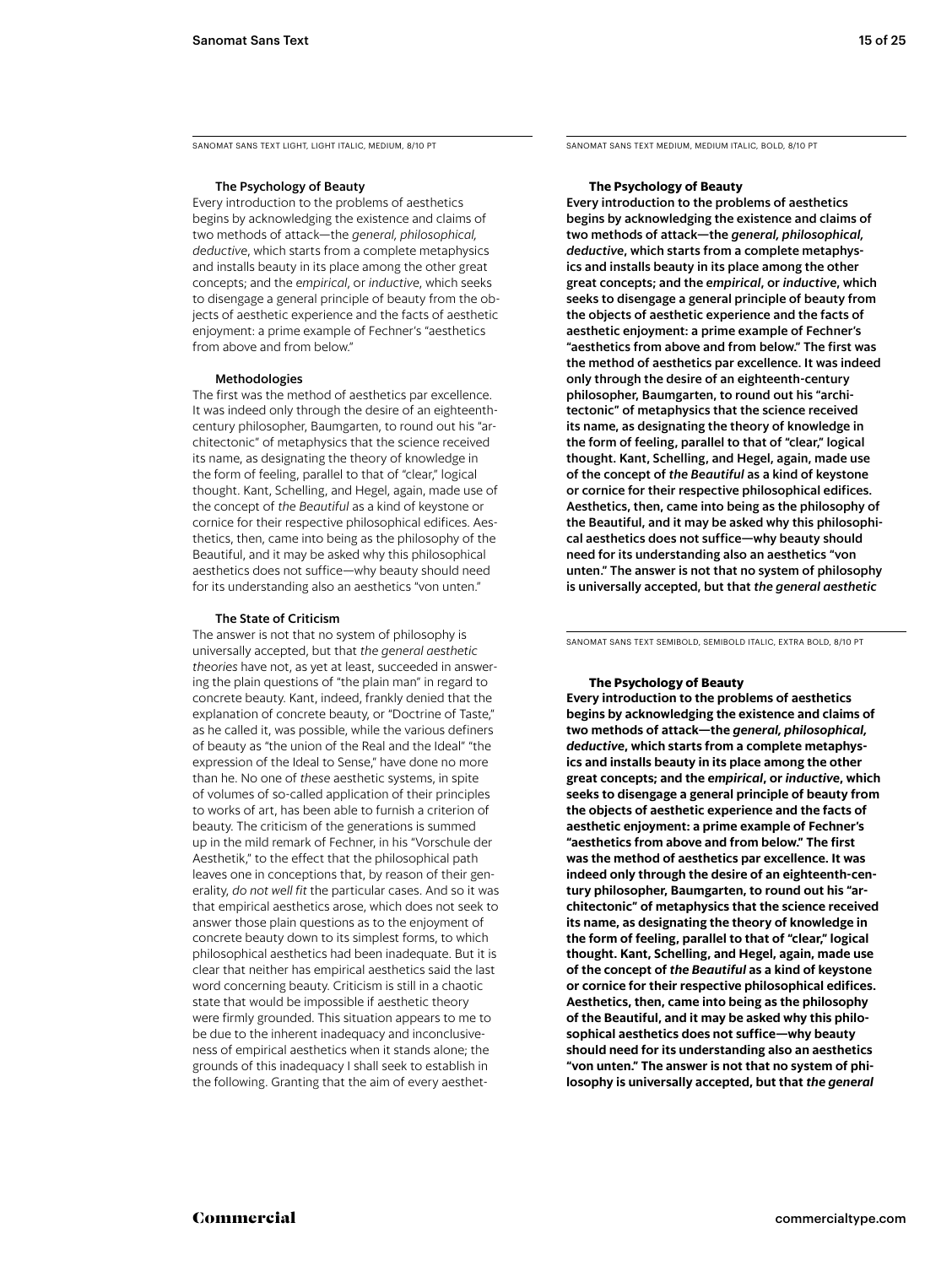SANOMAT SANS TEXT LIGHT, LIGHT ITALIC, MEDIUM, 8/10 PT

### The Psychology of Beauty

Every introduction to the problems of aesthetics begins by acknowledging the existence and claims of two methods of attack—the *general, philosophical, deductive*, which starts from a complete metaphysics and installs beauty in its place among the other great concepts; and the *empirical*, or *inductive*, which seeks to disengage a general principle of beauty from the objects of aesthetic experience and the facts of aesthetic enjoyment: a prime example of Fechner's "aesthetics from above and from below."

### Methodologies

The first was the method of aesthetics par excellence. It was indeed only through the desire of an eighteenth-century philosopher, Baumgarten, to round out his "architectonic" of metaphysics that the science received its name, as designating the theory of knowledge in the form of feeling, parallel to that of "clear," logical thought. Kant, Schelling, and Hegel, again, made use of the concept of *the Beautiful* as a kind of keystone or cornice for their respective philosophical edifices. Aesthetics, then, came into being as the philosophy of the Beautiful, and it may be asked why this philosophical aesthetics does not suffice—why beauty should need for its understanding also an aesthetics "von unten."

### The State of Criticism

The answer is not that no system of philosophy is universally accepted, but that *the general aesthetic theories* have not, as yet at least, succeeded in answering the plain questions of "the plain man" in regard to concrete beauty. Kant, indeed, frankly denied that the explanation of concrete beauty, or "Doctrine of Taste," as he called it, was possible, while the various definers of beauty as "the union of the Real and the Ideal" "the expression of the Ideal to Sense," have done no more than he. No one of *these* aesthetic systems, in spite of volumes of so-called application of their principles to works of art, has been able to furnish a criterion of beauty. The criticism of the generations is summed up in the mild remark of Fechner, in his "Vorschule der Aesthetik," to the effect that the philosophical path leaves one in conceptions that, by reason of their generality, *do not well fit* the particular cases. And so it was that empirical aesthetics arose, which does not seek to answer those plain questions as to the enjoyment of concrete beauty down to its simplest forms, to which philosophical aesthetics had been inadequate. But it is clear that neither has empirical aesthetics said the last word concerning beauty. Criticism is still in a chaotic state that would be impossible if aesthetic theory were firmly grounded. This situation appears to me to be due to the inherent inadequacy and inconclusiveness of empirical aesthetics when it stands alone; the grounds of this inadequacy I shall seek to establish in the following. Granting that the aim of every aesthet-

SANOMAT SANS TEXT MEDIUM, MEDIUM ITALIC, BOLD, 8/10 PT

### The Psychology of Beauty

Every introduction to the problems of aesthetics begins by acknowledging the existence and claims of two methods of attack—the *general, philosophical, deductive*, which starts from a complete metaphysics and installs beauty in its place among the other great concepts; and the *empirical*, or *inductive*, which seeks to disengage a general principle of beauty from the objects of aesthetic experience and the facts of aesthetic enjoyment: a prime example of Fechner's "aesthetics from above and from below." The first was the method of aesthetics par excellence. It was indeed only through the desire of an eighteenth-century philosopher, Baumgarten, to round out his "architectonic" of metaphysics that the science received its name, as designating the theory of knowledge in the form of feeling, parallel to that of "clear," logical thought. Kant, Schelling, and Hegel, again, made use of the concept of *the Beautiful* as a kind of keystone or cornice for their respective philosophical edifices. Aesthetics, then, came into being as the philosophy of the Beautiful, and it may be asked why this philosophical aesthetics does not suffice—why beauty should need for its understanding also an aesthetics "von unten." The answer is not that no system of philosophy is universally accepted, but that *the general aesthetic*

SANOMAT SANS TEXT SEMIBOLD, SEMIBOLD ITALIC, EXTRA BOLD, 8/10 PT

### The Psychology of Beauty

**Every introduction to the problems of aesthetics begins by acknowledging the existence and claims of two methods of attack—the *general, philosophical, deductive*, which starts from a complete metaphysics and installs beauty in its place among the other great concepts; and the *empirical*, or *inductive*, which seeks to disengage a general principle of beauty from the objects of aesthetic experience and the facts of aesthetic enjoyment: a prime example of Fechner's "aesthetics from above and from below." The first was the method of aesthetics par excellence. It was indeed only through the desire of an eighteenth-century philosopher, Baumgarten, to round out his "architectonic" of metaphysics that the science received its name, as designating the theory of knowledge in the form of feeling, parallel to that of "clear," logical thought. Kant, Schelling, and Hegel, again, made use of the concept of *the Beautiful* as a kind of keystone or cornice for their respective philosophical edifices. Aesthetics, then, came into being as the philosophy of the Beautiful, and it may be asked why this philosophical aesthetics does not suffice—why beauty should need for its understanding also an aesthetics "von unten." The answer is not that no system of philosophy is universally accepted, but that *the general***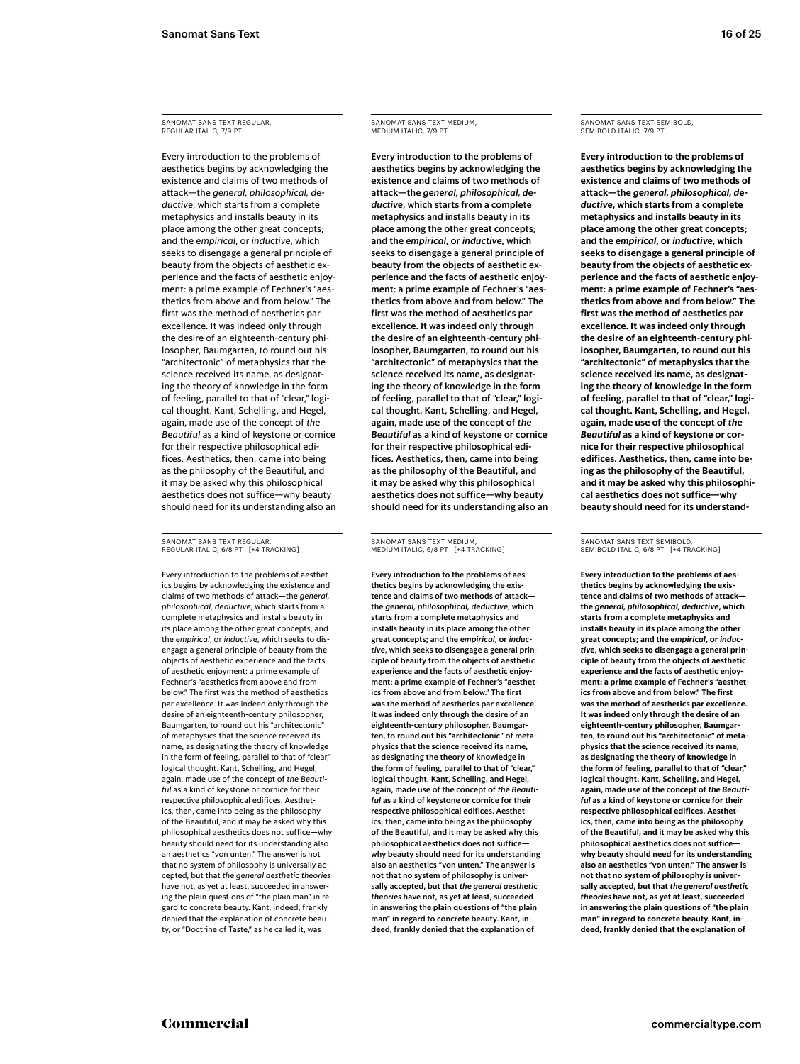SANOMAT SANS TEXT REGULAR, REGULAR ITALIC, 7/9 PT

Every introduction to the problems of aesthetics begins by acknowledging the existence and claims of two methods of attack—the *general, philosophical, deductive*, which starts from a complete metaphysics and installs beauty in its place among the other great concepts; and the *empirical*, or *inductive*, which seeks to disengage a general principle of beauty from the objects of aesthetic experience and the facts of aesthetic enjoyment: a prime example of Fechner's "aesthetics from above and from below." The first was the method of aesthetics par excellence. It was indeed only through the desire of an eighteenth-century philosopher, Baumgarten, to round out his "architectonic" of metaphysics that the science received its name, as designating the theory of knowledge in the form of feeling, parallel to that of "clear," logical thought. Kant, Schelling, and Hegel, again, made use of the concept of *the Beautiful* as a kind of keystone or cornice for their respective philosophical edifices. Aesthetics, then, came into being as the philosophy of the Beautiful, and it may be asked why this philosophical aesthetics does not suffice—why beauty should need for its understanding also an

SANOMAT SANS TEXT MEDIUM, MEDIUM ITALIC, 7/9 PT

Every introduction to the problems of aesthetics begins by acknowledging the existence and claims of two methods of attack—the *general, philosophical, deductive*, which starts from a complete metaphysics and installs beauty in its place among the other great concepts; and the *empirical*, or *inductive*, which seeks to disengage a general principle of beauty from the objects of aesthetic experience and the facts of aesthetic enjoyment: a prime example of Fechner's "aesthetics from above and from below." The first was the method of aesthetics par excellence. It was indeed only through the desire of an eighteenth-century philosopher, Baumgarten, to round out his "architectonic" of metaphysics that the science received its name, as designating the theory of knowledge in the form of feeling, parallel to that of "clear," logical thought. Kant, Schelling, and Hegel, again, made use of the concept of *the Beautiful* as a kind of keystone or cornice for their respective philosophical edifices. Aesthetics, then, came into being as the philosophy of the Beautiful, and it may be asked why this philosophical aesthetics does not suffice—why beauty should need for its understanding also an

SANOMAT SANS TEXT SEMIBOLD, SEMIBOLD ITALIC, 7/9 PT

**Every introduction to the problems of aesthetics begins by acknowledging the existence and claims of two methods of attack—the *general, philosophical, deductive*, which starts from a complete metaphysics and installs beauty in its place among the other great concepts; and the *empirical*, or *inductive*, which seeks to disengage a general principle of beauty from the objects of aesthetic experience and the facts of aesthetic enjoyment: a prime example of Fechner's "aesthetics from above and from below." The first was the method of aesthetics par excellence. It was indeed only through the desire of an eighteenth-century philosopher, Baumgarten, to round out his "architectonic" of metaphysics that the science received its name, as designating the theory of knowledge in the form of feeling, parallel to that of "clear," logical thought. Kant, Schelling, and Hegel, again, made use of the concept of *the Beautiful* as a kind of keystone or cornice for their respective philosophical edifices. Aesthetics, then, came into being as the philosophy of the Beautiful, and it may be asked why this philosophical aesthetics does not suffice—why beauty should need for its understand-**

SANOMAT SANS TEXT REGULAR, REGULAR ITALIC, 6/8 PT [+4 TRACKING]

Every introduction to the problems of aesthetics begins by acknowledging the existence and claims of two methods of attack—the *general, philosophical, deductive*, which starts from a complete metaphysics and installs beauty in its place among the other great concepts; and the *empirical*, or *inductive*, which seeks to disengage a general principle of beauty from the objects of aesthetic experience and the facts of aesthetic enjoyment: a prime example of Fechner's "aesthetics from above and from below." The first was the method of aesthetics par excellence. It was indeed only through the desire of an eighteenth-century philosopher, Baumgarten, to round out his "architectonic" of metaphysics that the science received its name, as designating the theory of knowledge in the form of feeling, parallel to that of "clear," logical thought. Kant, Schelling, and Hegel, again, made use of the concept of *the Beautiful* as a kind of keystone or cornice for their respective philosophical edifices. Aesthetics, then, came into being as the philosophy of the Beautiful, and it may be asked why this philosophical aesthetics does not suffice—why beauty should need for its understanding also an aesthetics "von unten." The answer is not that no system of philosophy is universally accepted, but that *the general aesthetic theories* have not, as yet at least, succeeded in answering the plain questions of "the plain man" in regard to concrete beauty. Kant, indeed, frankly denied that the explanation of concrete beauty, or "Doctrine of Taste," as he called it, was

SANOMAT SANS TEXT MEDIUM, MEDIUM ITALIC, 6/8 PT [+4 TRACKING]

Every introduction to the problems of aesthetics begins by acknowledging the existence and claims of two methods of attack—the *general, philosophical, deductive*, which starts from a complete metaphysics and installs beauty in its place among the other great concepts; and the *empirical*, or *inductive*, which seeks to disengage a general principle of beauty from the objects of aesthetic experience and the facts of aesthetic enjoyment: a prime example of Fechner's "aesthetics from above and from below." The first was the method of aesthetics par excellence. It was indeed only through the desire of an eighteenth-century philosopher, Baumgarten, to round out his "architectonic" of metaphysics that the science received its name, as designating the theory of knowledge in the form of feeling, parallel to that of "clear," logical thought. Kant, Schelling, and Hegel, again, made use of the concept of *the Beautiful* as a kind of keystone or cornice for their respective philosophical edifices. Aesthetics, then, came into being as the philosophy of the Beautiful, and it may be asked why this philosophical aesthetics does not suffice—why beauty should need for its understanding also an aesthetics "von unten." The answer is not that no system of philosophy is universally accepted, but that *the general aesthetic theories* have not, as yet at least, succeeded in answering the plain questions of "the plain man" in regard to concrete beauty. Kant, indeed, frankly denied that the explanation of

SANOMAT SANS TEXT SEMIBOLD, SEMIBOLD ITALIC, 6/8 PT [+4 TRACKING]

**Every introduction to the problems of aesthetics begins by acknowledging the existence and claims of two methods of attack—the *general, philosophical, deductive*, which starts from a complete metaphysics and installs beauty in its place among the other great concepts; and the *empirical*, or *inductive*, which seeks to disengage a general principle of beauty from the objects of aesthetic experience and the facts of aesthetic enjoyment: a prime example of Fechner's "aesthetics from above and from below." The first was the method of aesthetics par excellence. It was indeed only through the desire of an eighteenth-century philosopher, Baumgarten, to round out his "architectonic" of metaphysics that the science received its name, as designating the theory of knowledge in the form of feeling, parallel to that of "clear," logical thought. Kant, Schelling, and Hegel, again, made use of the concept of *the Beautiful* as a kind of keystone or cornice for their respective philosophical edifices. Aesthetics, then, came into being as the philosophy of the Beautiful, and it may be asked why this philosophical aesthetics does not suffice—why beauty should need for its understanding also an aesthetics "von unten." The answer is not that no system of philosophy is universally accepted, but that *the general aesthetic theories* have not, as yet at least, succeeded in answering the plain questions of "the plain man" in regard to concrete beauty. Kant, indeed, frankly denied that the explanation of**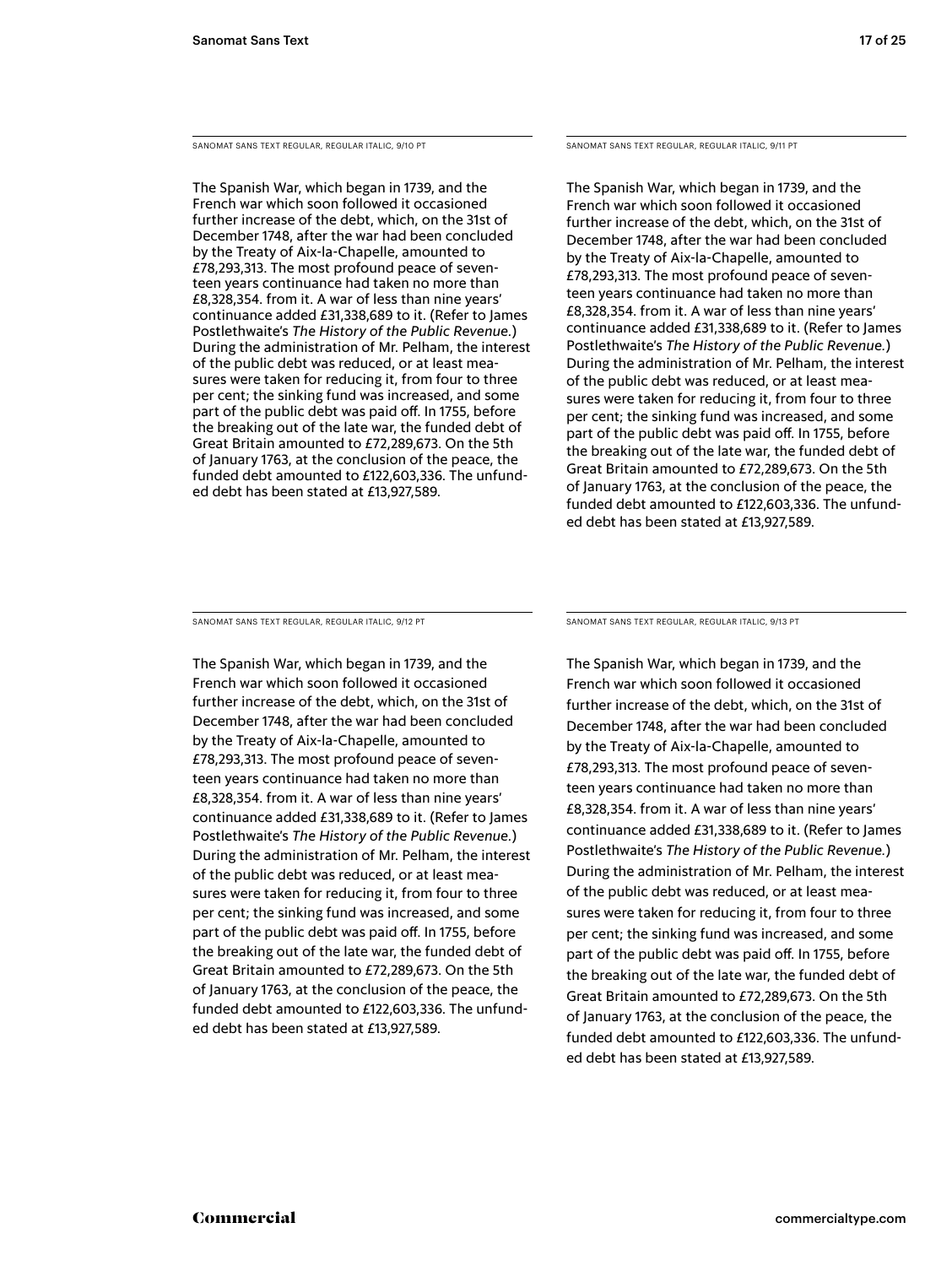SANOMAT SANS TEXT REGULAR, REGULAR ITALIC, 9/10 PT

The Spanish War, which began in 1739, and the French war which soon followed it occasioned further increase of the debt, which, on the 31st of December 1748, after the war had been concluded by the Treaty of Aix-la-Chapelle, amounted to £78,293,313. The most profound peace of seventeen years continuance had taken no more than £8,328,354. from it. A war of less than nine years' continuance added £31,338,689 to it. (Refer to James Postlethwaite's *The History of the Public Revenue.*) During the administration of Mr. Pelham, the interest of the public debt was reduced, or at least measures were taken for reducing it, from four to three per cent; the sinking fund was increased, and some part of the public debt was paid off. In 1755, before the breaking out of the late war, the funded debt of Great Britain amounted to £72,289,673. On the 5th of January 1763, at the conclusion of the peace, the funded debt amounted to £122,603,336. The unfunded debt has been stated at £13,927,589.

SANOMAT SANS TEXT REGULAR, REGULAR ITALIC, 9/11 PT

The Spanish War, which began in 1739, and the French war which soon followed it occasioned further increase of the debt, which, on the 31st of December 1748, after the war had been concluded by the Treaty of Aix-la-Chapelle, amounted to £78,293,313. The most profound peace of seventeen years continuance had taken no more than £8,328,354. from it. A war of less than nine years' continuance added £31,338,689 to it. (Refer to James Postlethwaite's *The History of the Public Revenue.*) During the administration of Mr. Pelham, the interest of the public debt was reduced, or at least measures were taken for reducing it, from four to three per cent; the sinking fund was increased, and some part of the public debt was paid off. In 1755, before the breaking out of the late war, the funded debt of Great Britain amounted to £72,289,673. On the 5th of January 1763, at the conclusion of the peace, the funded debt amounted to £122,603,336. The unfunded debt has been stated at £13,927,589.

SANOMAT SANS TEXT REGULAR, REGULAR ITALIC, 9/12 PT

The Spanish War, which began in 1739, and the French war which soon followed it occasioned further increase of the debt, which, on the 31st of December 1748, after the war had been concluded by the Treaty of Aix-la-Chapelle, amounted to £78,293,313. The most profound peace of seventeen years continuance had taken no more than £8,328,354. from it. A war of less than nine years' continuance added £31,338,689 to it. (Refer to James Postlethwaite's *The History of the Public Revenue.*) During the administration of Mr. Pelham, the interest of the public debt was reduced, or at least measures were taken for reducing it, from four to three per cent; the sinking fund was increased, and some part of the public debt was paid off. In 1755, before the breaking out of the late war, the funded debt of Great Britain amounted to £72,289,673. On the 5th of January 1763, at the conclusion of the peace, the funded debt amounted to £122,603,336. The unfunded debt has been stated at £13,927,589.

SANOMAT SANS TEXT REGULAR, REGULAR ITALIC, 9/13 PT

The Spanish War, which began in 1739, and the French war which soon followed it occasioned further increase of the debt, which, on the 31st of December 1748, after the war had been concluded by the Treaty of Aix-la-Chapelle, amounted to £78,293,313. The most profound peace of seventeen years continuance had taken no more than £8,328,354. from it. A war of less than nine years' continuance added £31,338,689 to it. (Refer to James Postlethwaite's *The History of the Public Revenue.*) During the administration of Mr. Pelham, the interest of the public debt was reduced, or at least measures were taken for reducing it, from four to three per cent; the sinking fund was increased, and some part of the public debt was paid off. In 1755, before the breaking out of the late war, the funded debt of Great Britain amounted to £72,289,673. On the 5th of January 1763, at the conclusion of the peace, the funded debt amounted to £122,603,336. The unfunded debt has been stated at £13,927,589.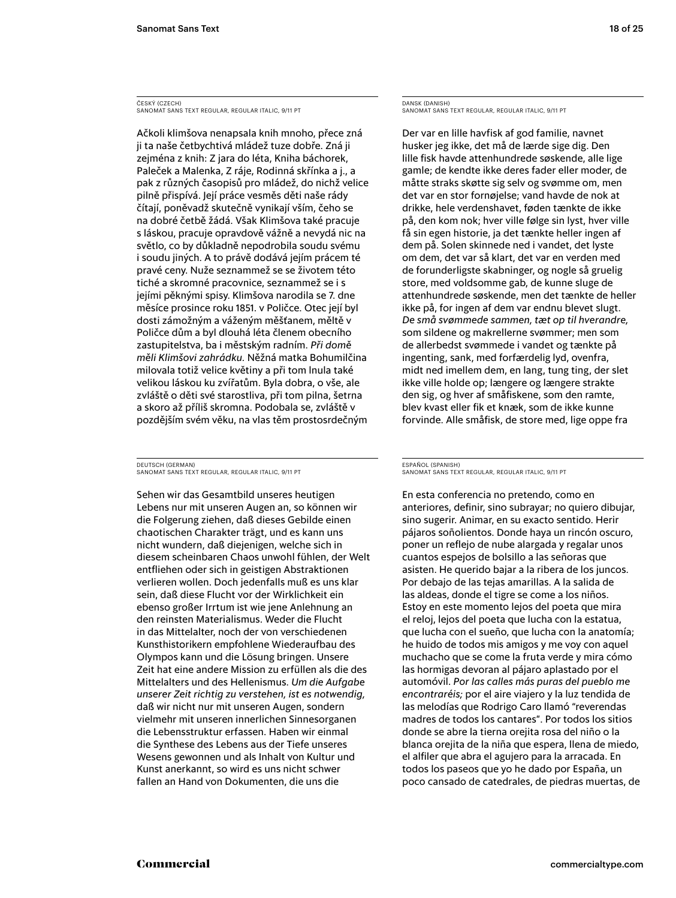ČESKÝ (CZECH)
SANOMAT SANS TEXT REGULAR, REGULAR ITALIC, 9/11 PT

Ačkoli klimšova nenapsala knih mnoho, přece zná ji ta naše četbychtivá mládež tuze dobře. Zná ji zejména z knih: Z jara do léta, Kniha báchorek, Paleček a Malenka, Z ráje, Rodinná skřínka a j., a pak z různých časopisů pro mládež, do nichž velice pilně přispívá. Její práce vesměs děti naše rády čítají, poněvadž skutečně vynikají vším, čeho se na dobré četbě žádá. Však Klimšova také pracuje s láskou, pracuje opravdově vážně a nevydá nic na světlo, co by důkladně nepodrobila soudu svému i soudu jiných. A to právě dodává jejím prácem té pravé ceny. Nuže seznammež se se životem této tiché a skromné pracovnice, seznammež se i s jejími pěknými spisy. Klimšova narodila se 7. dne měsíce prosince roku 1851. v Poličce. Otec její byl dosti zámožným a váženým měšťanem, měltě v Poličce dům a byl dlouhá léta členem obecního zastupitelstva, ba i městským radním. *Při domě měli Klimšovi zahrádku.* Něžná matka Bohumilčina milovala totiž velice květiny a při tom lnula také velikou láskou ku zvířatům. Byla dobra, o vše, ale zvláště o děti své starostliva, při tom pilna, šetrna a skoro až příliš skromna. Podobala se, zvláště v pozdějším svém věku, na vlas těm prostosrdečným

DANSK (DANISH)
SANOMAT SANS TEXT REGULAR, REGULAR ITALIC, 9/11 PT

Der var en lille havfisk af god familie, navnet husker jeg ikke, det må de lærde sige dig. Den lille fisk havde attenhundrede søskende, alle lige gamle; de kendte ikke deres fader eller moder, de måtte straks skøtte sig selv og svømme om, men det var en stor fornøjelse; vand havde de nok at drikke, hele verdenshavet, føden tænkte de ikke på, den kom nok; hver ville følge sin lyst, hver ville få sin egen historie, ja det tænkte heller ingen af dem på. Solen skinnede ned i vandet, det lyste om dem, det var så klart, det var en verden med de forunderligste skabninger, og nogle så gruelig store, med voldsomme gab, de kunne sluge de attenhundrede søskende, men det tænkte de heller ikke på, for ingen af dem var endnu blevet slugt. *De små svømmede sammen, tæt op til hverandre,* som sildene og makrellerne svømmer; men som de allerbedst svømmede i vandet og tænkte på ingenting, sank, med forfærdelig lyd, ovenfra, midt ned imellem dem, en lang, tung ting, der slet ikke ville holde op; længere og længere strakte den sig, og hver af småfiskene, som den ramte, blev kvast eller fik et knæk, som de ikke kunne forvinde. Alle småfisk, de store med, lige oppe fra

DEUTSCH (GERMAN)
SANOMAT SANS TEXT REGULAR, REGULAR ITALIC, 9/11 PT

Sehen wir das Gesamtbild unseres heutigen Lebens nur mit unseren Augen an, so können wir die Folgerung ziehen, daß dieses Gebilde einen chaotischen Charakter trägt, und es kann uns nicht wundern, daß diejenigen, welche sich in diesem scheinbaren Chaos unwohl fühlen, der Welt entfliehen oder sich in geistigen Abstraktionen verlieren wollen. Doch jedenfalls muß es uns klar sein, daß diese Flucht vor der Wirklichkeit ein ebenso großer Irrtum ist wie jene Anlehnung an den reinsten Materialismus. Weder die Flucht in das Mittelalter, noch der von verschiedenen Kunsthistorikern empfohlene Wiederaufbau des Olympos kann und die Lösung bringen. Unsere Zeit hat eine andere Mission zu erfüllen als die des Mittelalters und des Hellenismus. *Um die Aufgabe unserer Zeit richtig zu verstehen, ist es notwendig,* daß wir nicht nur mit unseren Augen, sondern vielmehr mit unseren innerlichen Sinnesorganen die Lebensstruktur erfassen. Haben wir einmal die Synthese des Lebens aus der Tiefe unseres Wesens gewonnen und als Inhalt von Kultur und Kunst anerkannt, so wird es uns nicht schwer fallen an Hand von Dokumenten, die uns die

ESPAÑOL (SPANISH)
SANOMAT SANS TEXT REGULAR, REGULAR ITALIC, 9/11 PT

En esta conferencia no pretendo, como en anteriores, definir, sino subrayar; no quiero dibujar, sino sugerir. Animar, en su exacto sentido. Herir pájaros soñolientos. Donde haya un rincón oscuro, poner un reflejo de nube alargada y regalar unos cuantos espejos de bolsillo a las señoras que asisten. He querido bajar a la ribera de los juncos. Por debajo de las tejas amarillas. A la salida de las aldeas, donde el tigre se come a los niños. Estoy en este momento lejos del poeta que mira el reloj, lejos del poeta que lucha con la estatua, que lucha con el sueño, que lucha con la anatomía; he huido de todos mis amigos y me voy con aquel muchacho que se come la fruta verde y mira cómo las hormigas devoran al pájaro aplastado por el automóvil. *Por las calles más puras del pueblo me encontraréis;* por el aire viajero y la luz tendida de las melodías que Rodrigo Caro llamó "reverendas madres de todos los cantares". Por todos los sitios donde se abre la tierna orejita rosa del niño o la blanca orejita de la niña que espera, llena de miedo, el alfiler que abra el agujero para la arracada. En todos los paseos que yo he dado por España, un poco cansado de catedrales, de piedras muertas, de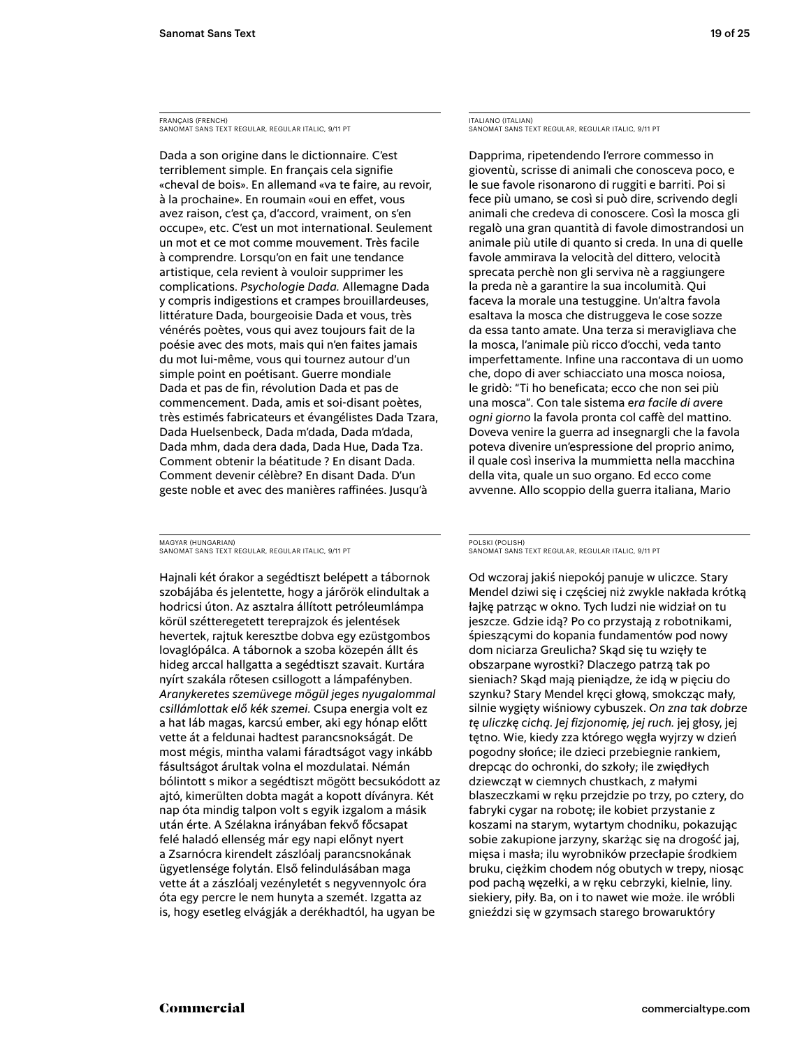FRANÇAIS (FRENCH)
SANOMAT SANS TEXT REGULAR, REGULAR ITALIC, 9/11 PT

Dada a son origine dans le dictionnaire. C'est terriblement simple. En français cela signifie «cheval de bois». En allemand «va te faire, au revoir, à la prochaine». En roumain «oui en effet, vous avez raison, c'est ça, d'accord, vraiment, on s'en occupe», etc. C'est un mot international. Seulement un mot et ce mot comme mouvement. Très facile à comprendre. Lorsqu'on en fait une tendance artistique, cela revient à vouloir supprimer les complications. *Psychologie Dada.* Allemagne Dada y compris indigestions et crampes brouillardeuses, littérature Dada, bourgeoisie Dada et vous, très vénérés poètes, vous qui avez toujours fait de la poésie avec des mots, mais qui n'en faites jamais du mot lui-même, vous qui tournez autour d'un simple point en poétisant. Guerre mondiale Dada et pas de fin, révolution Dada et pas de commencement. Dada, amis et soi-disant poètes, très estimés fabricateurs et évangélistes Dada Tzara, Dada Huelsenbeck, Dada m'dada, Dada m'dada, Dada mhm, dada dera dada, Dada Hue, Dada Tza. Comment obtenir la béatitude ? En disant Dada. Comment devenir célèbre? En disant Dada. D'un geste noble et avec des manières raffinées. Jusqu'à

ITALIANO (ITALIAN)
SANOMAT SANS TEXT REGULAR, REGULAR ITALIC, 9/11 PT

Dapprima, ripetendendo l'errore commesso in gioventù, scrisse di animali che conosceva poco, e le sue favole risonarono di ruggiti e barriti. Poi si fece più umano, se così si può dire, scrivendo degli animali che credeva di conoscere. Così la mosca gli regalò una gran quantità di favole dimostrandosi un animale più utile di quanto si creda. In una di quelle favole ammirava la velocità del dittero, velocità sprecata perchè non gli serviva nè a raggiungere la preda nè a garantire la sua incolumità. Qui faceva la morale una testuggine. Un'altra favola esaltava la mosca che distruggeva le cose sozze da essa tanto amate. Una terza si meravigliava che la mosca, l'animale più ricco d'occhi, veda tanto imperfettamente. Infine una raccontava di un uomo che, dopo di aver schiacciato una mosca noiosa, le gridò: "Ti ho beneficata; ecco che non sei più una mosca". Con tale sistema *era facile di avere ogni giorno* la favola pronta col caffè del mattino. Doveva venire la guerra ad insegnargli che la favola poteva divenire un'espressione del proprio animo, il quale così inseriva la mummietta nella macchina della vita, quale un suo organo. Ed ecco come avvenne. Allo scoppio della guerra italiana, Mario

MAGYAR (HUNGARIAN)
SANOMAT SANS TEXT REGULAR, REGULAR ITALIC, 9/11 PT

Hajnali két órakor a segédtiszt belépett a tábornok szobájába és jelentette, hogy a járőrök elindultak a hodricsi úton. Az asztalra állított petróleumlámpa körül szétteregetett tereprajzok és jelentések hevertek, rajtuk keresztbe dobva egy ezüstgombos lovaglópálca. A tábornok a szoba közepén állt és hideg arccal hallgatta a segédtiszt szavait. Kurtára nyírt szakála rőtesen csillogott a lámpafényben. *Aranykeretes szemüvege mögül jeges nyugalommal csillámlottak elő kék szemei.* Csupa energia volt ez a hat láb magas, karcsú ember, aki egy hónap előtt vette át a feldunai hadtest parancsnokságát. De most mégis, mintha valami fáradtságot vagy inkább fásultságot árultak volna el mozdulatai. Némán bólintott s mikor a segédtiszt mögött becsukódott az ajtó, kimerülten dobta magát a kopott díványra. Két nap óta mindig talpon volt s egyik izgalom a másik után érte. A Szélakna irányában fekvő főcsapat felé haladó ellenség már egy napi előnyt nyert a Zsarnócra kirendelt zászlóalj parancsnokának ügyetlensége folytán. Első felindulásában maga vette át a zászlóalj vezényletét s negyvennyolc óra óta egy percre le nem hunyta a szemét. Izgatta az is, hogy esetleg elvágják a derékhadtól, ha ugyan be

POLSKI (POLISH)
SANOMAT SANS TEXT REGULAR, REGULAR ITALIC, 9/11 PT

Od wczoraj jakiś niepokój panuje w uliczce. Stary Mendel dziwi się i częściej niż zwykle nakłada krótką łajkę patrząc w okno. Tych ludzi nie widział on tu jeszcze. Gdzie idą? Po co przystają z robotnikami, śpieszącymi do kopania fundamentów pod nowy dom niciarza Greulicha? Skąd się tu wzięły te obszarpane wyrostki? Dlaczego patrzą tak po sieniach? Skąd mają pieniądze, że idą w pięciu do szynku? Stary Mendel kręci głową, smokcząc mały, silnie wygięty wiśniowy cybuszek. *On zna tak dobrze tę uliczkę cichą. Jej fizjonomię, jej ruch.* jej głosy, jej tętno. Wie, kiedy zza którego węgła wyjrzy w dzień pogodny słońce; ile dzieci przebiegnie rankiem, drepcąc do ochronki, do szkoły; ile zwiędłych dziewcząt w ciemnych chustkach, z małymi blaszeczkami w ręku przejdzie po trzy, po cztery, do fabryki cygar na robotę; ile kobiet przystanie z koszami na starym, wytartym chodniku, pokazując sobie zakupione jarzyny, skarżąc się na drogość jaj, mięsa i masła; ilu wyrobników przecłapie środkiem bruku, ciężkim chodem nóg obutych w trepy, niosąc pod pachą węzełki, a w ręku cebrzyki, kielnie, liny. siekiery, piły. Ba, on i to nawet wie może. ile wróbli gnieździ się w gzymsach starego browaruktóry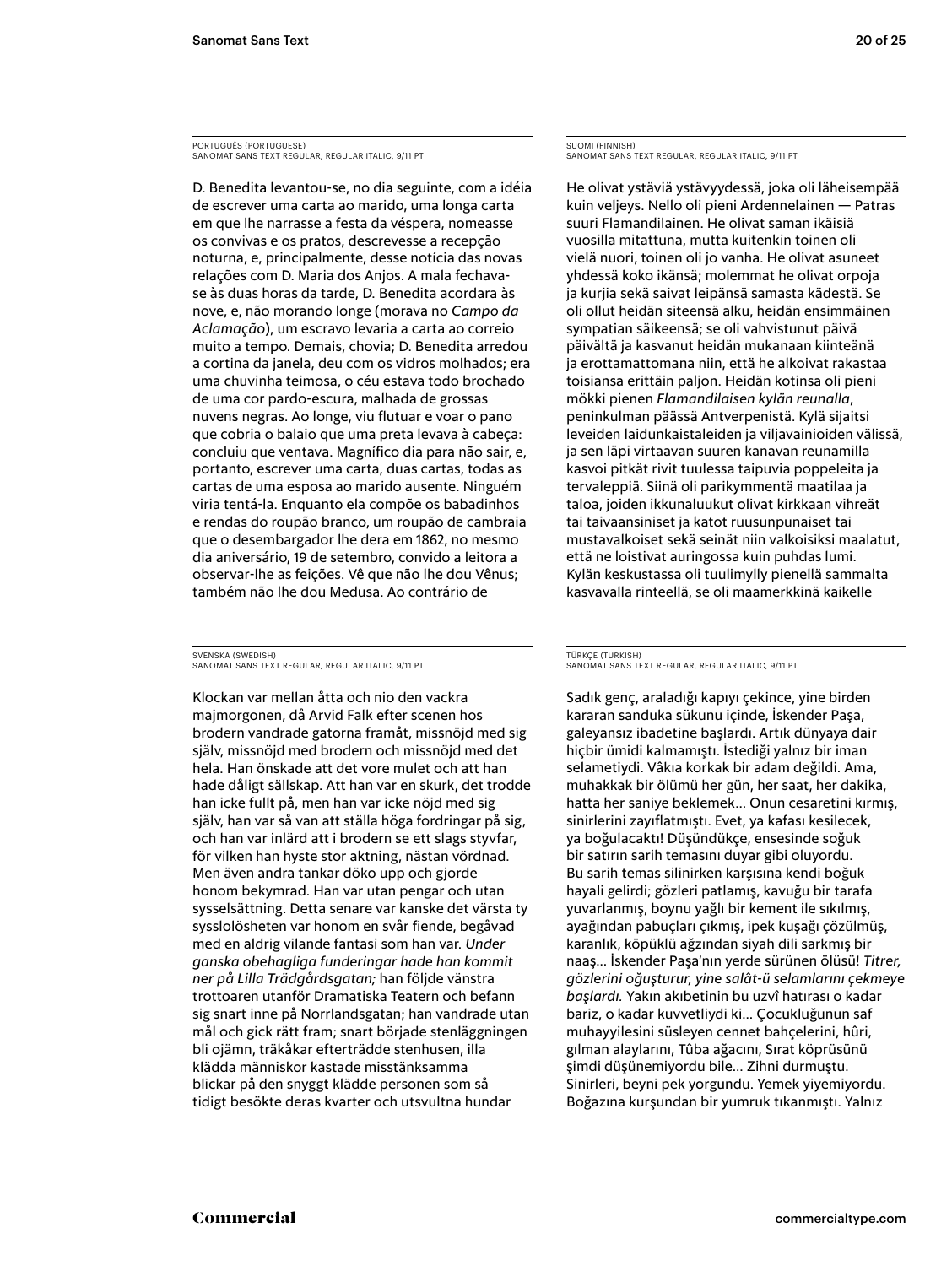PORTUGUÊS (PORTUGUESE)
SANOMAT SANS TEXT REGULAR, REGULAR ITALIC, 9/11 PT

D. Benedita levantou-se, no dia seguinte, com a idéia de escrever uma carta ao marido, uma longa carta em que lhe narrasse a festa da véspera, nomeasse os convivas e os pratos, descrevesse a recepção noturna, e, principalmente, desse notícia das novas relações com D. Maria dos Anjos. A mala fechava-se às duas horas da tarde, D. Benedita acordara às nove, e, não morando longe (morava no *Campo da Aclamação*), um escravo levaria a carta ao correio muito a tempo. Demais, chovia; D. Benedita arredou a cortina da janela, deu com os vidros molhados; era uma chuvinha teimosa, o céu estava todo brochado de uma cor pardo-escura, malhada de grossas nuvens negras. Ao longe, viu flutuar e voar o pano que cobria o balaio que uma preta levava à cabeça: concluiu que ventava. Magnífico dia para não sair, e, portanto, escrever uma carta, duas cartas, todas as cartas de uma esposa ao marido ausente. Ninguém viria tentá-la. Enquanto ela compõe os babadinhos e rendas do roupão branco, um roupão de cambraia que o desembargador lhe dera em 1862, no mesmo dia aniversário, 19 de setembro, convido a leitora a observar-lhe as feições. Vê que não lhe dou Vênus; também não lhe dou Medusa. Ao contrário de

SUOMI (FINNISH)
SANOMAT SANS TEXT REGULAR, REGULAR ITALIC, 9/11 PT

He olivat ystäviä ystävyydessä, joka oli läheisempää kuin veljeys. Nello oli pieni Ardennelainen — Patras suuri Flamandilainen. He olivat saman ikäisiä vuosilla mitattuna, mutta kuitenkin toinen oli vielä nuori, toinen oli jo vanha. He olivat asuneet yhdessä koko ikänsä; molemmat he olivat orpoja ja kurjia sekä saivat leipänsä samasta kädestä. Se oli ollut heidän siteensä alku, heidän ensimmäinen sympatian säikeensä; se oli vahvistunut päivä päivältä ja kasvanut heidän mukanaan kiinteänä ja erottamattomana niin, että he alkoivat rakastaa toisiansa erittäin paljon. Heidän kotinsa oli pieni mökki pienen *Flamandilaisen kylän reunalla*, peninkulman päässä Antverpenistä. Kylä sijaitsi leveiden laidunkaistaleiden ja viljavainioiden välissä, ja sen läpi virtaavan suuren kanavan reunamilla kasvoi pitkät rivit tuulessa taipuvia poppeleita ja tervaleppiä. Siinä oli parikymmentä maatilaa ja taloa, joiden ikkunaluukut olivat kirkkaan vihreät tai taivaansiniset ja katot ruusunpunaiset tai mustavalkoiset sekä seinät niin valkoisiksi maalatut, että ne loistivat auringossa kuin puhdas lumi. Kylän keskustassa oli tuulimylly pienellä sammalta kasvavalla rinteellä, se oli maamerkkinä kaikelle

SVENSKA (SWEDISH)
SANOMAT SANS TEXT REGULAR, REGULAR ITALIC, 9/11 PT

Klockan var mellan åtta och nio den vackra majmorgonen, då Arvid Falk efter scenen hos brodern vandrade gatorna framåt, missnöjd med sig själv, missnöjd med brodern och missnöjd med det hela. Han önskade att det vore mulet och att han hade dåligt sällskap. Att han var en skurk, det trodde han icke fullt på, men han var icke nöjd med sig själv, han var så van att ställa höga fordringar på sig, och han var inlärd att i brodern se ett slags styvfar, för vilken han hyste stor aktning, nästan vördnad. Men även andra tankar döko upp och gjorde honom bekymrad. Han var utan pengar och utan sysselsättning. Detta senare var kanske det värsta ty sysslolösheten var honom en svår fiende, begåvad med en aldrig vilande fantasi som han var. *Under ganska obehagliga funderingar hade han kommit ner på Lilla Trädgårdsgatan;* han följde vänstra trottoaren utanför Dramatiska Teatern och befann sig snart inne på Norrlandsgatan; han vandrade utan mål och gick rätt fram; snart började stenläggningen bli ojämn, träkåkar efterträdde stenhusen, illa klädda människor kastade misstänksamma blickar på den snyggt klädde personen som så tidigt besökte deras kvarter och utsvultna hundar

TÜRKÇE (TURKISH)
SANOMAT SANS TEXT REGULAR, REGULAR ITALIC, 9/11 PT

Sadık genç, araladığı kapıyı çekince, yine birden kararan sanduka sükunu içinde, İskender Paşa, galeyansız ibadetine başlardı. Artık dünyaya dair hiçbir ümidi kalmamıştı. İstediği yalnız bir iman selametiydi. Vâkıa korkak bir adam değildi. Ama, muhakkak bir ölümü her gün, her saat, her dakika, hatta her saniye beklemek… Onun cesaretini kırmış, sinirlerini zayıflatmıştı. Evet, ya kafası kesilecek, ya boğulacaktı! Düşündükçe, ensesinde soğuk bir satırın sarih temasını duyar gibi oluyordu. Bu sarih temas silinirken karşısına kendi boğuk hayali gelirdi; gözleri patlamış, kavuğu bir tarafa yuvarlanmış, boynu yağlı bir kement ile sıkılmış, ayağından pabuçları çıkmış, ipek kuşağı çözülmüş, karanlık, köpüklü ağzından siyah dili sarkmış bir naaş… İskender Paşa'nın yerde sürünen ölüsü! *Titrer, gözlerini oğuşturur, yine salât-ü selamlarını çekmeye başlardı.* Yakın akıbetinin bu uzvî hatırası o kadar bariz, o kadar kuvvetliydi ki… Çocukluğunun saf muhayyilesini süsleyen cennet bahçelerini, hûri, gılman alaylarını, Tûba ağacını, Sırat köprüsünü şimdi düşünemiyordu bile… Zihni durmuştu. Sinirleri, beyni pek yorgundu. Yemek yiyemiyordu. Boğazına kurşundan bir yumruk tıkanmıştı. Yalnız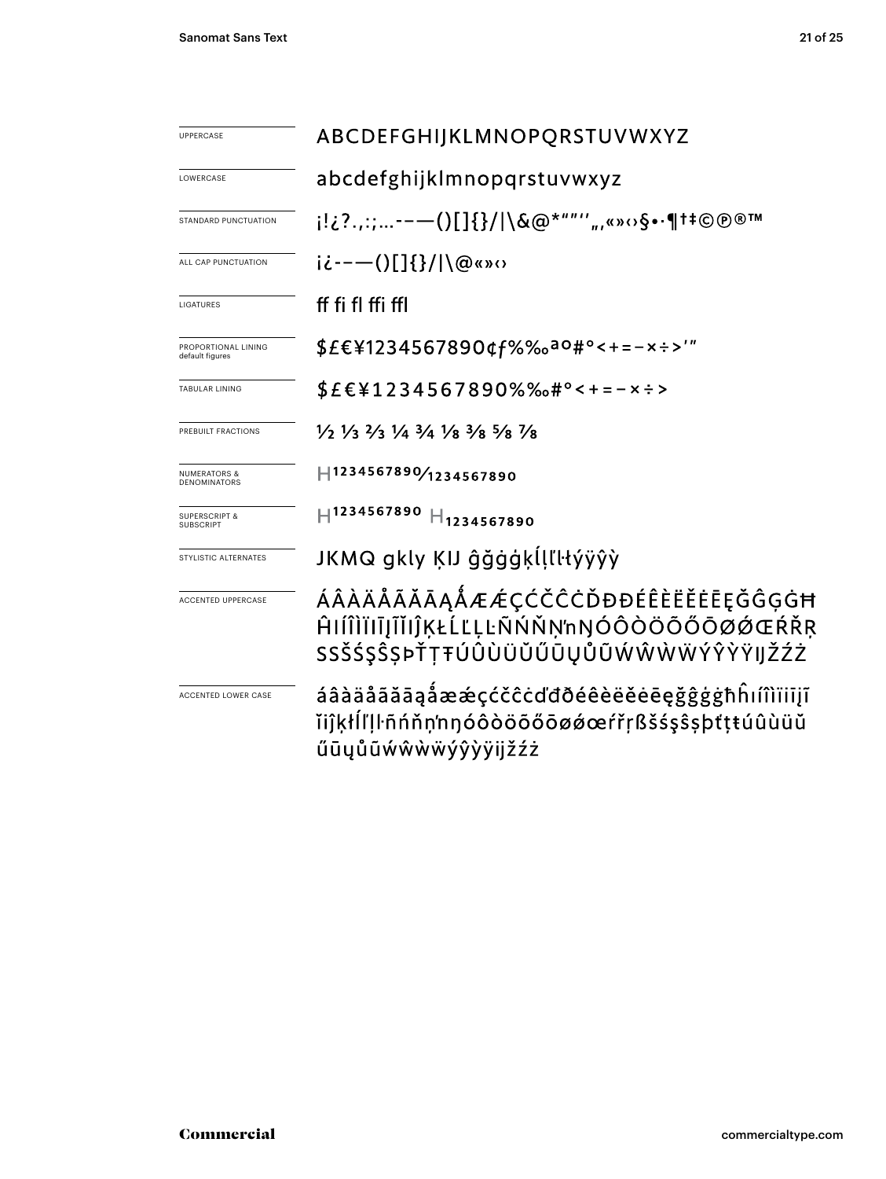| | |
|---|---|
| UPPERCASE | ABCDEFGHIJKLMNOPQRSTUVWXYZ |
| LOWERCASE | abcdefghijklmnopqrstuvwxyz |
| STANDARD PUNCTUATION | ¡!¿?.,:;…‐–—()[]{}/\|\&@*""''„‚«»‹›§•·¶†‡©℗®™ |
| ALL CAP PUNCTUATION | ¡¿‐–—()[]{}/\|\@«»‹› |
| LIGATURES | ff fi fl ffi ffl |
| PROPORTIONAL LINING default figures | $£€¥1234567890¢ƒ%‰ªº#°<+=−×÷>′″ |
| TABULAR LINING | $£€¥1234567890%‰#°<+=−×÷> |
| PREBUILT FRACTIONS | ½ ⅓ ⅔ ¼ ¾ ⅛ ⅜ ⅝ ⅞ |
| NUMERATORS & DENOMINATORS | H1234567890⁄1234567890 |
| SUPERSCRIPT & SUBSCRIPT | H1234567890 H1234567890 |
| STYLISTIC ALTERNATES | JKMQ gkly ĶIJ ĝğġģķĺļľŀłýÿŷỳ |
| ACCENTED UPPERCASE | ÁÂÀÄÅÃĂĀĄǺÆǼÇĆČĈĊĎĐÐÉÊÈËĔĖĒĘĞĜĢĠĦĤIÍÎÌÏĪĮĨĬĴĶŁĹĽĻĿÑŃŇŅŉŊÓÔÒÖÕŐŌØǾŒŔŘŖSŠŚŞŜȘÞŤŢŦÚÛÙÜŬŰŪŲŮŨẂŴẀẄÝŶỲŸĲŽŹŻ |
| ACCENTED LOWER CASE | áâàäåãăāąǻæǽçćčĉċďđðéêèëĕėēęğĝģġħĥıíîìïīįĩĭĵķłĺľļŀñńňņŉŋóôòöõőōøǿœŕřŗßšśşŝșþťţŧúûùüŭűūųůũẃŵẁẅýŷỳÿĳžźż |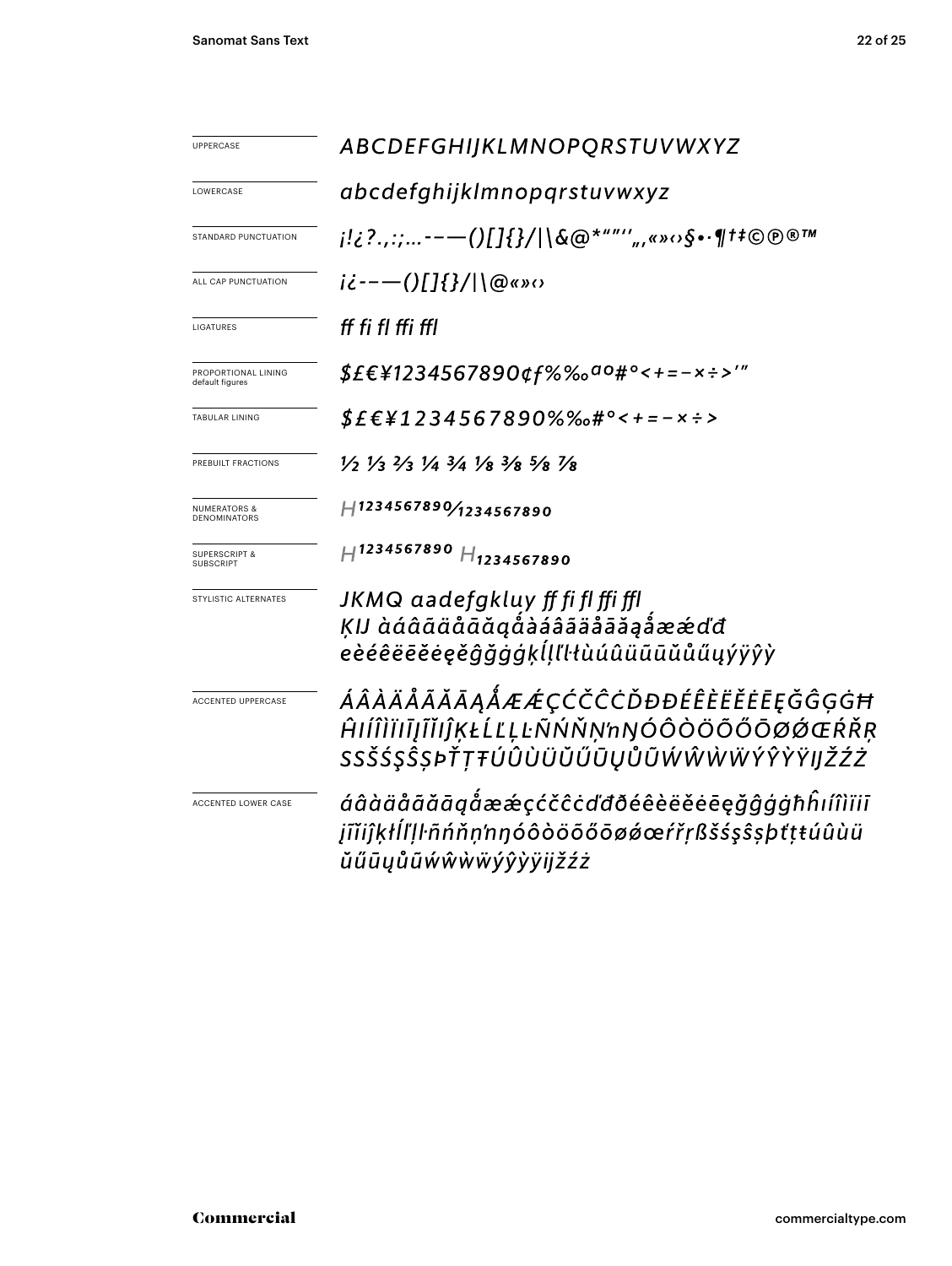| | |
|---|---|
| UPPERCASE | *ABCDEFGHIJKLMNOPQRSTUVWXYZ* |
| LOWERCASE | *abcdefghijklmnopqrstuvwxyz* |
| STANDARD PUNCTUATION | *¡!¿?.,:;…‐–—()[]{}/\|\&@*""''‚„«»‹›§•·¶†‡©℗®™* |
| ALL CAP PUNCTUATION | *¡¿‐–—()[]{}/\|\@«»‹›* |
| LIGATURES | *ff fi fl ffi ffl* |
| PROPORTIONAL LINING default figures | *$£€¥1234567890¢ƒ%‰ªº#°<+=−×÷>′″* |
| TABULAR LINING | *$£€¥1234567890%‰#°<+=−×÷>* |
| PREBUILT FRACTIONS | *½ ⅓ ⅔ ¼ ¾ ⅛ ⅜ ⅝ ⅞* |
| NUMERATORS & DENOMINATORS | *H1234567890⁄1234567890* |
| SUPERSCRIPT & SUBSCRIPT | *H1234567890 H1234567890* |
| STYLISTIC ALTERNATES | *JKMQ aadefgkluy ff fi fl ffi ffl Ķ IJ àáâãäåāăąǻàáâãäåāăąǻæǽďđ eèéêëēĕėęěĝğġģķĺļľŀłùúûüũūŭůűųýÿŷỳ* |
| ACCENTED UPPERCASE | *ÁÂÀÄÅÃĂĀĄǺÆǼÇĆČĈĊĎĐÐÉÊÈËĔĖĒĘĞĜĢĠĦĤIÍÎÌÏĪĮĨĬĴĶŁĹĽĻĿÑŃŇŅŊÓÔÒÖÕŐŌØǾŒŔŘŖSSŠŚŞŜȘÞŤŢŦÚÛÙÜŬŰŪŲŮŨẂŴẀẄÝŶỲŸĲŽŹŻ* |
| ACCENTED LOWER CASE | *áâàäåãăāąǻæǽçćčĉċďđðéêèëĕėēęğĝģġħĥıíîìïīįĩĭĵķłĺľļŀñńňņŉŋóôòöõőōøǿœŕřŗßšśşŝșþťţŧúûùüŭűūųůũẃŵẁẅýŷỳÿĳžźż* |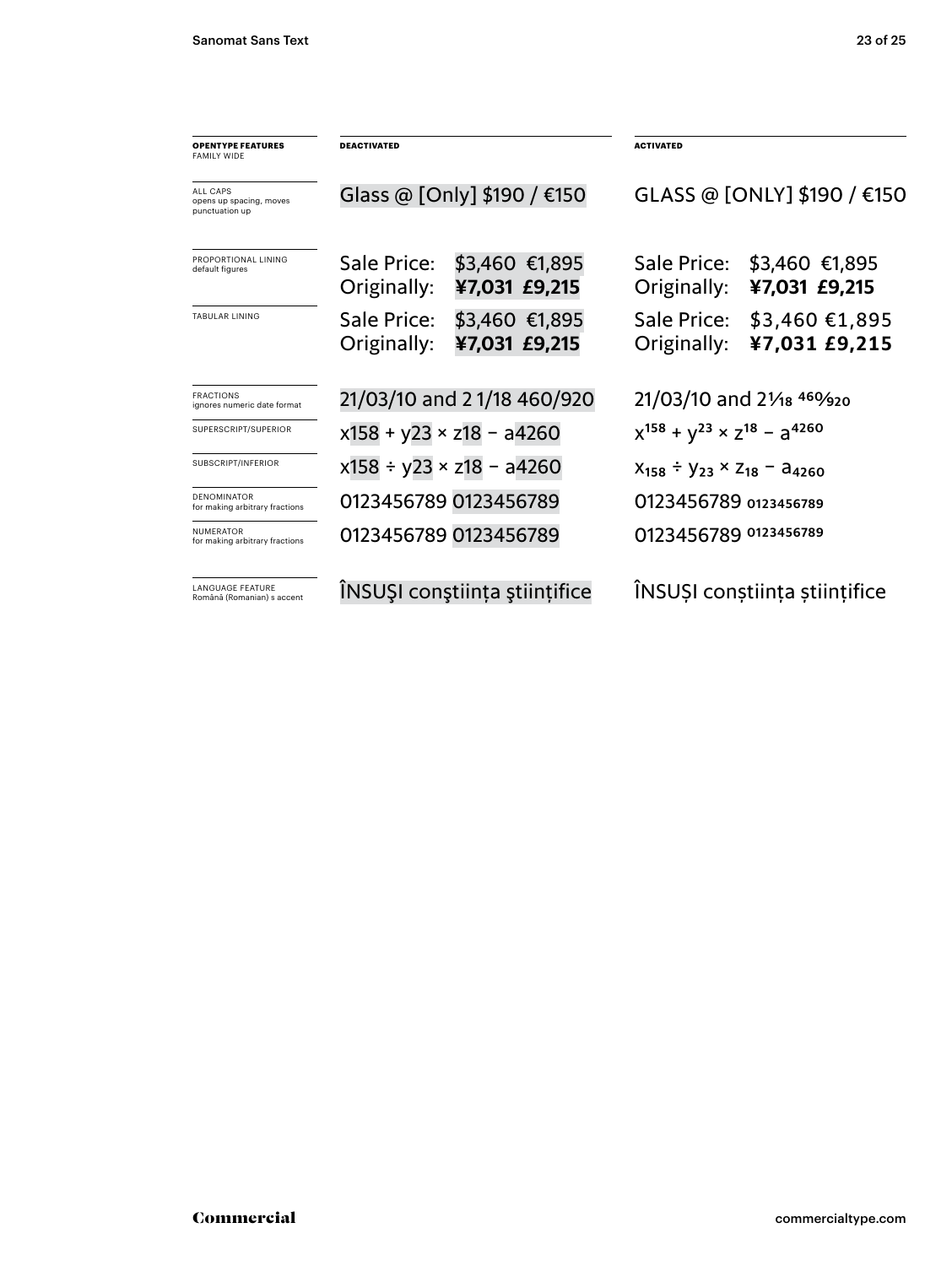| OPENTYPE FEATURES FAMILY WIDE | DEACTIVATED | ACTIVATED |
|---|---|---|
| ALL CAPS opens up spacing, moves punctuation up | Glass @ [Only] $190 / €150 | GLASS @ [ONLY] $190 / €150 |
| PROPORTIONAL LINING default figures | Sale Price: $3,460 €1,895 Originally: **¥7,031 £9,215** | Sale Price: $3,460 €1,895 Originally: **¥7,031 £9,215** |
| TABULAR LINING | Sale Price: $3,460 €1,895 Originally: **¥7,031 £9,215** | Sale Price: $3,460 €1,895 Originally: **¥7,031 £9,215** |
| FRACTIONS ignores numeric date format | 21/03/10 and 2 1/18 460/920 | 21/03/10 and 2⅟18 460⁄920 |
| SUPERSCRIPT/SUPERIOR | x158 + y23 × z18 − a4260 | $x^{158} + y^{23} \times z^{18} - a^{4260}$ |
| SUBSCRIPT/INFERIOR | x158 ÷ y23 × z18 − a4260 | $x_{158} \div y_{23} \times z_{18} - a_{4260}$ |
| DENOMINATOR for making arbitrary fractions | 0123456789 0123456789 | 0123456789 $_{0123456789}$ |
| NUMERATOR for making arbitrary fractions | 0123456789 0123456789 | 0123456789 $^{0123456789}$ |
| LANGUAGE FEATURE Română (Romanian) s accent | ÎNSUŞI conştiința ştiințifice | ÎNSUȘI conștiința științifice |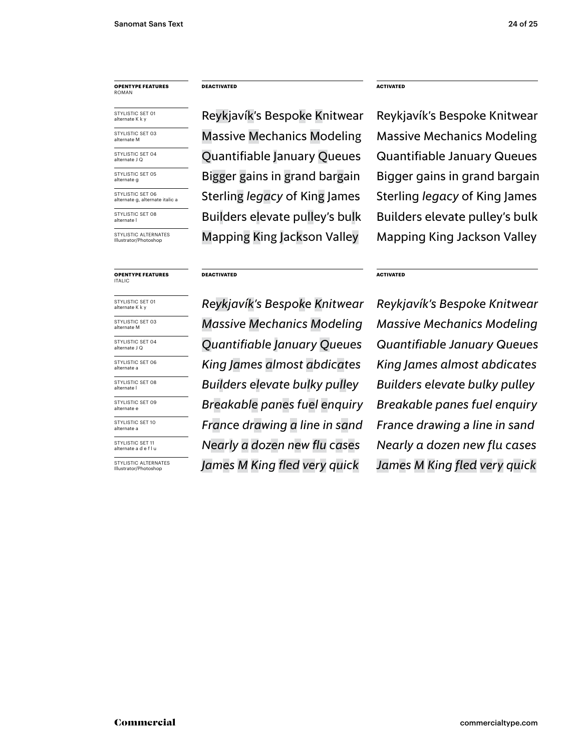| OPENTYPE FEATURES ROMAN | DEACTIVATED | ACTIVATED |
|---|---|---|
| STYLISTIC SET 01 alternate K k y | Reykjavík's Bespoke Knitwear | Reykjavík's Bespoke Knitwear |
| STYLISTIC SET 03 alternate M | Massive Mechanics Modeling | Massive Mechanics Modeling |
| STYLISTIC SET 04 alternate J Q | Quantifiable January Queues | Quantifiable January Queues |
| STYLISTIC SET 05 alternate g | Bigger gains in grand bargain | Bigger gains in grand bargain |
| STYLISTIC SET 06 alternate g, alternate italic a | Sterling *legacy* of King James | Sterling *legacy* of King James |
| STYLISTIC SET 08 alternate l | Builders elevate pulley's bulk | Builders elevate pulley's bulk |
| STYLISTIC ALTERNATES Illustrator/Photoshop | Mapping King Jackson Valley | Mapping King Jackson Valley |

| OPENTYPE FEATURES ITALIC | DEACTIVATED | ACTIVATED |
|---|---|---|
| STYLISTIC SET 01 alternate K k y | *Reykjavík's Bespoke Knitwear* | *Reykjavík's Bespoke Knitwear* |
| STYLISTIC SET 03 alternate M | *Massive Mechanics Modeling* | *Massive Mechanics Modeling* |
| STYLISTIC SET 04 alternate J Q | *Quantifiable January Queues* | *Quantifiable January Queues* |
| STYLISTIC SET 06 alternate a | *King James almost abdicates* | *King James almost abdicates* |
| STYLISTIC SET 08 alternate l | *Builders elevate bulky pulley* | *Builders elevate bulky pulley* |
| STYLISTIC SET 09 alternate e | *Breakable panes fuel enquiry* | *Breakable panes fuel enquiry* |
| STYLISTIC SET 10 alternate a | *France drawing a line in sand* | *France drawing a line in sand* |
| STYLISTIC SET 11 alternate a d e f l u | *Nearly a dozen new flu cases* | *Nearly a dozen new flu cases* |
| STYLISTIC ALTERNATES Illustrator/Photoshop | *James M King fled very quick* | *James M King fled very quick* |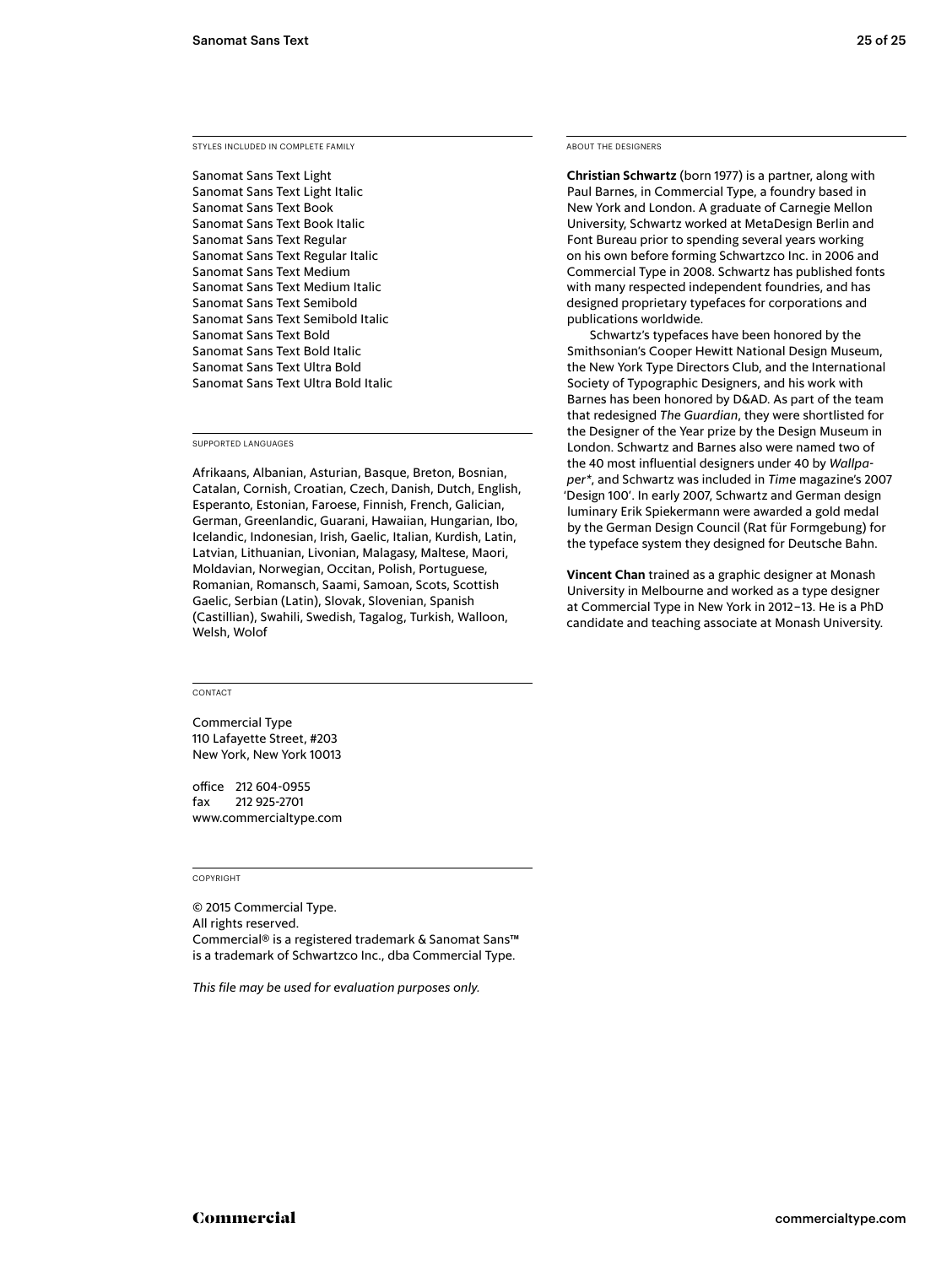## STYLES INCLUDED IN COMPLETE FAMILY

Sanomat Sans Text Light
Sanomat Sans Text Light Italic
Sanomat Sans Text Book
Sanomat Sans Text Book Italic
Sanomat Sans Text Regular
Sanomat Sans Text Regular Italic
Sanomat Sans Text Medium
Sanomat Sans Text Medium Italic
Sanomat Sans Text Semibold
Sanomat Sans Text Semibold Italic
Sanomat Sans Text Bold
Sanomat Sans Text Bold Italic
Sanomat Sans Text Ultra Bold
Sanomat Sans Text Ultra Bold Italic

## SUPPORTED LANGUAGES

Afrikaans, Albanian, Asturian, Basque, Breton, Bosnian, Catalan, Cornish, Croatian, Czech, Danish, Dutch, English, Esperanto, Estonian, Faroese, Finnish, French, Galician, German, Greenlandic, Guarani, Hawaiian, Hungarian, Ibo, Icelandic, Indonesian, Irish, Gaelic, Italian, Kurdish, Latin, Latvian, Lithuanian, Livonian, Malagasy, Maltese, Maori, Moldavian, Norwegian, Occitan, Polish, Portuguese, Romanian, Romansch, Saami, Samoan, Scots, Scottish Gaelic, Serbian (Latin), Slovak, Slovenian, Spanish (Castillian), Swahili, Swedish, Tagalog, Turkish, Walloon, Welsh, Wolof

## CONTACT

Commercial Type
110 Lafayette Street, #203
New York, New York 10013

office 212 604-0955
fax 212 925-2701
www.commercialtype.com

## COPYRIGHT

© 2015 Commercial Type.
All rights reserved.
Commercial® is a registered trademark & Sanomat Sans™ is a trademark of Schwartzco Inc., dba Commercial Type.

*This file may be used for evaluation purposes only.*

## ABOUT THE DESIGNERS

**Christian Schwartz** (born 1977) is a partner, along with Paul Barnes, in Commercial Type, a foundry based in New York and London. A graduate of Carnegie Mellon University, Schwartz worked at MetaDesign Berlin and Font Bureau prior to spending several years working on his own before forming Schwartzco Inc. in 2006 and Commercial Type in 2008. Schwartz has published fonts with many respected independent foundries, and has designed proprietary typefaces for corporations and publications worldwide.

Schwartz's typefaces have been honored by the Smithsonian's Cooper Hewitt National Design Museum, the New York Type Directors Club, and the International Society of Typographic Designers, and his work with Barnes has been honored by D&AD. As part of the team that redesigned *The Guardian*, they were shortlisted for the Designer of the Year prize by the Design Museum in London. Schwartz and Barnes also were named two of the 40 most influential designers under 40 by *Wallpaper\**, and Schwartz was included in *Time* magazine's 2007 'Design 100'. In early 2007, Schwartz and German design luminary Erik Spiekermann were awarded a gold medal by the German Design Council (Rat für Formgebung) for the typeface system they designed for Deutsche Bahn.

**Vincent Chan** trained as a graphic designer at Monash University in Melbourne and worked as a type designer at Commercial Type in New York in 2012–13. He is a PhD candidate and teaching associate at Monash University.